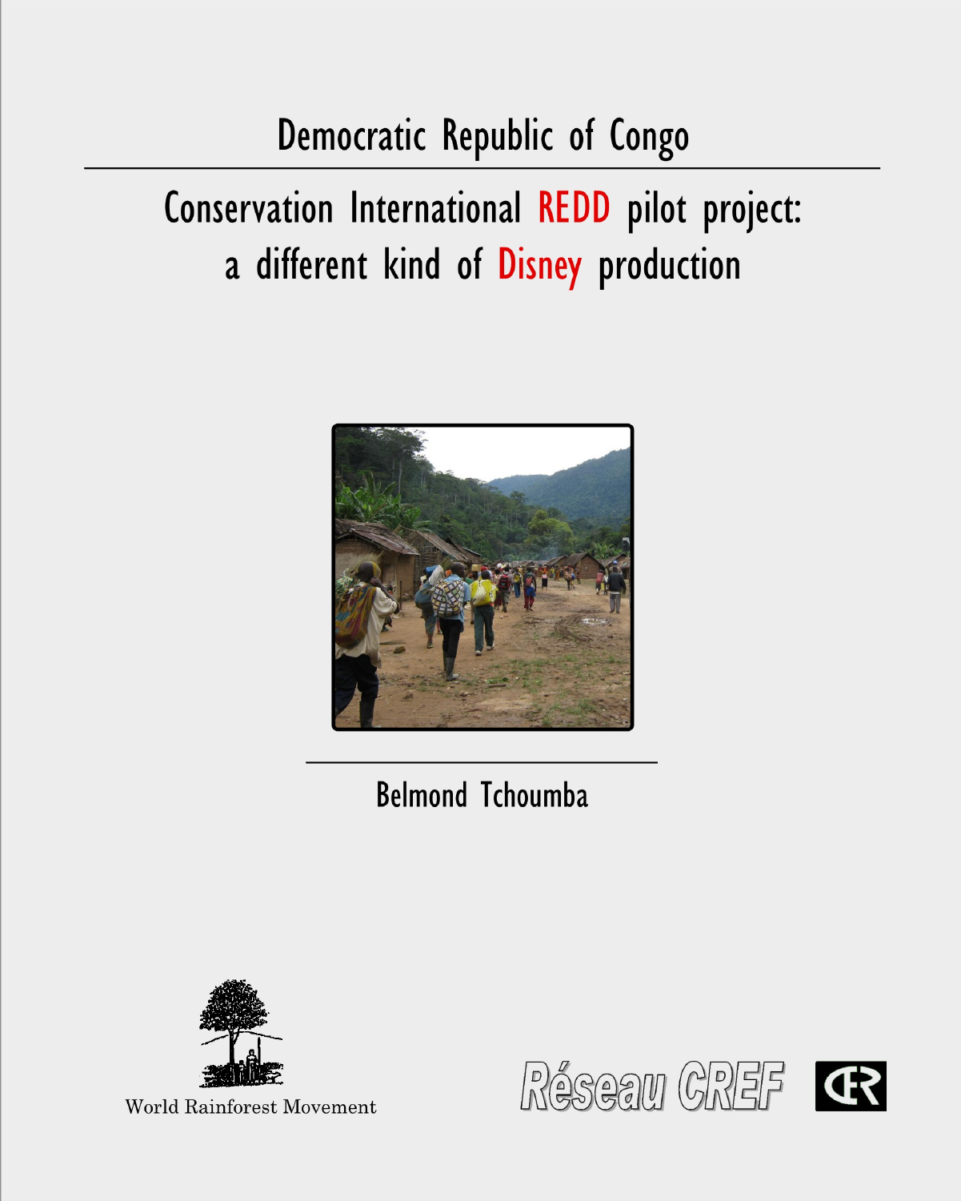# Democratic Republic of Congo

## Conservation International REDD pilot project: a different kind of Disney production

Belmond Tchoumba

World Rainforest Movement

Réseau CREF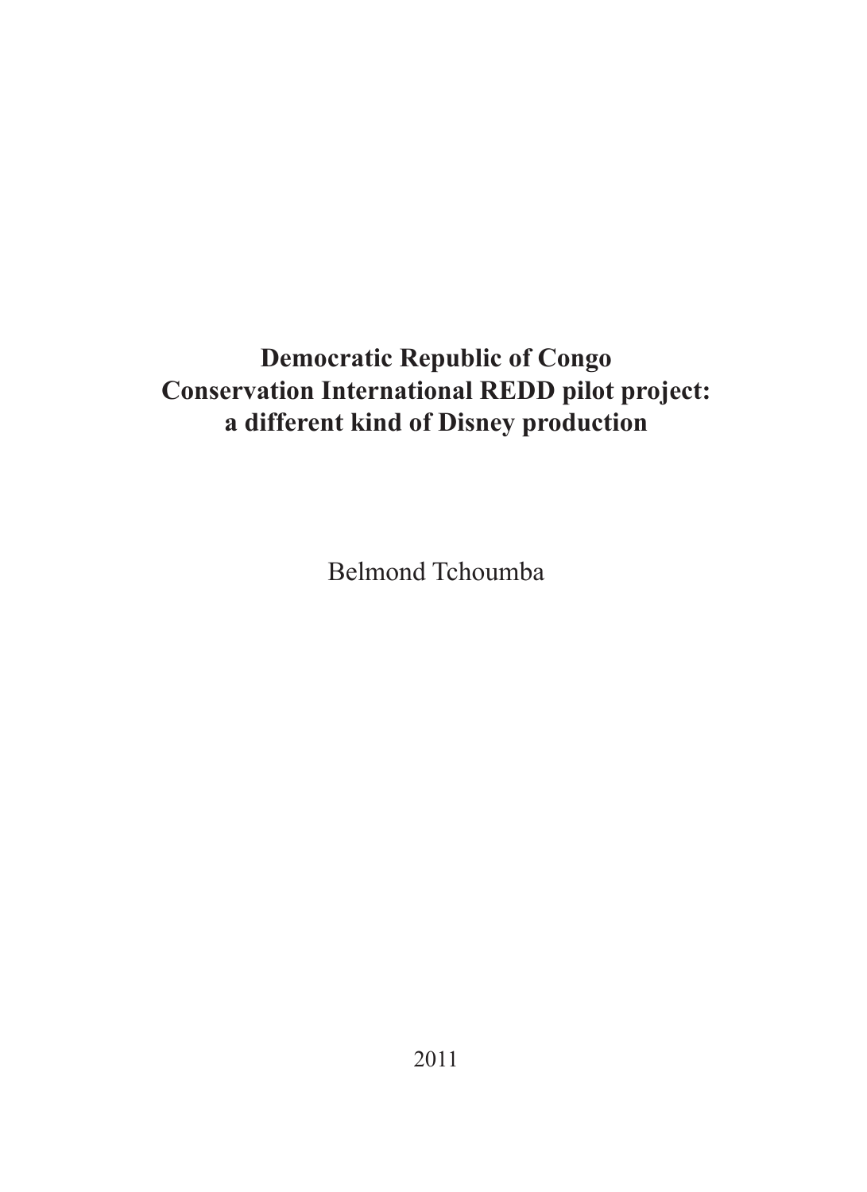# Democratic Republic of Congo
# Conservation International REDD pilot project: a different kind of Disney production

Belmond Tchoumba

2011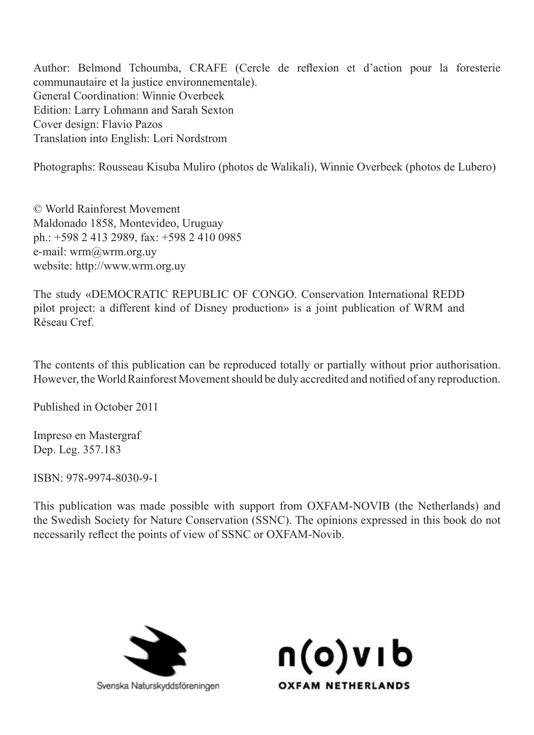Author: Belmond Tchoumba, CRAFE (Cercle de reflexion et d'action pour la foresterie communautaire et la justice environnementale).
General Coordination: Winnie Overbeek
Edition: Larry Lohmann and Sarah Sexton
Cover design: Flavio Pazos
Translation into English: Lori Nordstrom

Photographs: Rousseau Kisuba Muliro (photos de Walikali), Winnie Overbeek (photos de Lubero)

© World Rainforest Movement
Maldonado 1858, Montevideo, Uruguay
ph.: +598 2 413 2989, fax: +598 2 410 0985
e-mail: wrm@wrm.org.uy
website: http://www.wrm.org.uy

The study «DEMOCRATIC REPUBLIC OF CONGO. Conservation International REDD pilot project: a different kind of Disney production» is a joint publication of WRM and Réseau Cref.

The contents of this publication can be reproduced totally or partially without prior authorisation. However, the World Rainforest Movement should be duly accredited and notified of any reproduction.

Published in October 2011

Impreso en Mastergraf
Dep. Leg. 357.183

ISBN: 978-9974-8030-9-1

This publication was made possible with support from OXFAM-NOVIB (the Netherlands) and the Swedish Society for Nature Conservation (SSNC). The opinions expressed in this book do not necessarily reflect the points of view of SSNC or OXFAM-Novib.

Svenska Naturskyddsföreningen

n(o)vib
OXFAM NETHERLANDS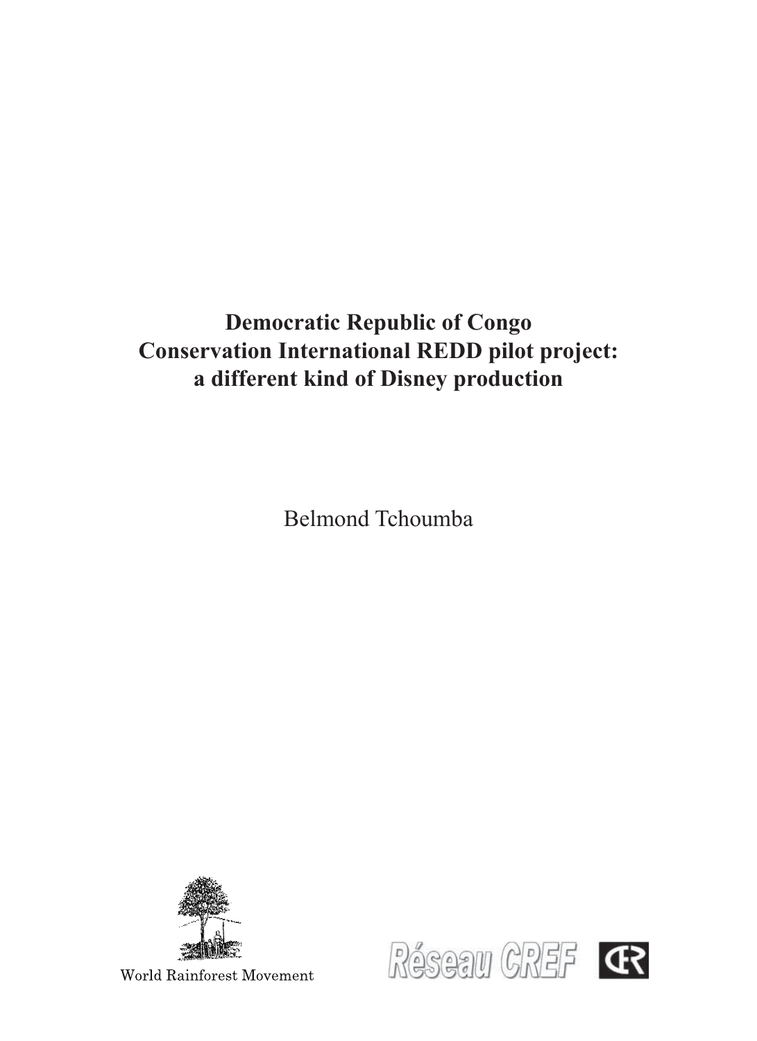# Democratic Republic of Congo
# Conservation International REDD pilot project: a different kind of Disney production

Belmond Tchoumba

World Rainforest Movement

Réseau CREF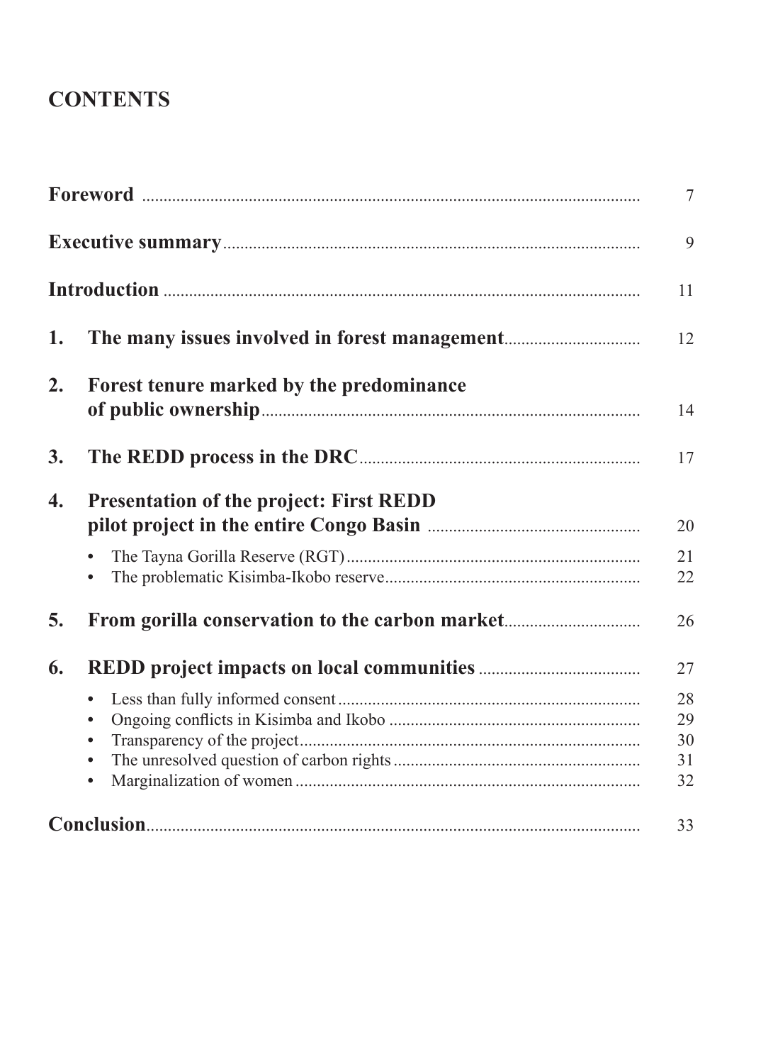# CONTENTS

| | | |
|---|---|---|
| **Foreword** | | 7 |
| **Executive summary** | | 9 |
| **Introduction** | | 11 |
| **1.** | **The many issues involved in forest management** | 12 |
| **2.** | **Forest tenure marked by the predominance of public ownership** | 14 |
| **3.** | **The REDD process in the DRC** | 17 |
| **4.** | **Presentation of the project: First REDD pilot project in the entire Congo Basin** | 20 |
| | • The Tayna Gorilla Reserve (RGT) | 21 |
| | • The problematic Kisimba-Ikobo reserve | 22 |
| **5.** | **From gorilla conservation to the carbon market** | 26 |
| **6.** | **REDD project impacts on local communities** | 27 |
| | • Less than fully informed consent | 28 |
| | • Ongoing conflicts in Kisimba and Ikobo | 29 |
| | • Transparency of the project | 30 |
| | • The unresolved question of carbon rights | 31 |
| | • Marginalization of women | 32 |
| **Conclusion** | | 33 |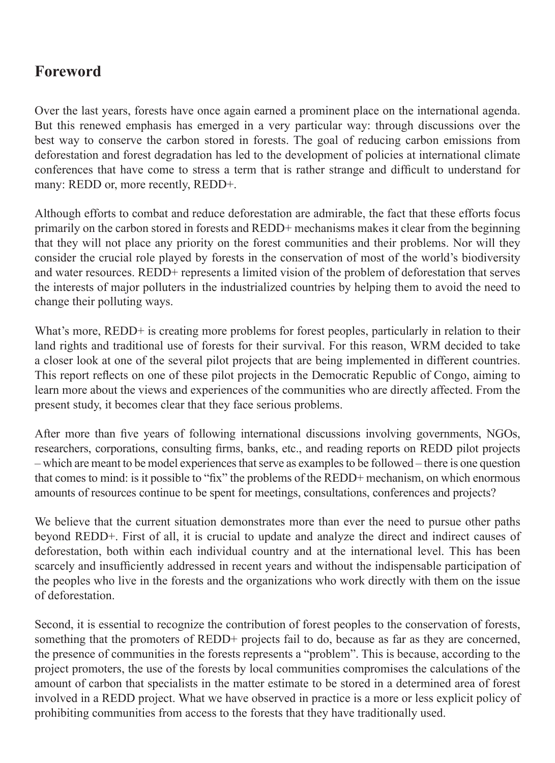## Foreword

Over the last years, forests have once again earned a prominent place on the international agenda. But this renewed emphasis has emerged in a very particular way: through discussions over the best way to conserve the carbon stored in forests. The goal of reducing carbon emissions from deforestation and forest degradation has led to the development of policies at international climate conferences that have come to stress a term that is rather strange and difficult to understand for many: REDD or, more recently, REDD+.

Although efforts to combat and reduce deforestation are admirable, the fact that these efforts focus primarily on the carbon stored in forests and REDD+ mechanisms makes it clear from the beginning that they will not place any priority on the forest communities and their problems. Nor will they consider the crucial role played by forests in the conservation of most of the world's biodiversity and water resources. REDD+ represents a limited vision of the problem of deforestation that serves the interests of major polluters in the industrialized countries by helping them to avoid the need to change their polluting ways.

What's more, REDD+ is creating more problems for forest peoples, particularly in relation to their land rights and traditional use of forests for their survival. For this reason, WRM decided to take a closer look at one of the several pilot projects that are being implemented in different countries. This report reflects on one of these pilot projects in the Democratic Republic of Congo, aiming to learn more about the views and experiences of the communities who are directly affected. From the present study, it becomes clear that they face serious problems.

After more than five years of following international discussions involving governments, NGOs, researchers, corporations, consulting firms, banks, etc., and reading reports on REDD pilot projects – which are meant to be model experiences that serve as examples to be followed – there is one question that comes to mind: is it possible to "fix" the problems of the REDD+ mechanism, on which enormous amounts of resources continue to be spent for meetings, consultations, conferences and projects?

We believe that the current situation demonstrates more than ever the need to pursue other paths beyond REDD+. First of all, it is crucial to update and analyze the direct and indirect causes of deforestation, both within each individual country and at the international level. This has been scarcely and insufficiently addressed in recent years and without the indispensable participation of the peoples who live in the forests and the organizations who work directly with them on the issue of deforestation.

Second, it is essential to recognize the contribution of forest peoples to the conservation of forests, something that the promoters of REDD+ projects fail to do, because as far as they are concerned, the presence of communities in the forests represents a "problem". This is because, according to the project promoters, the use of the forests by local communities compromises the calculations of the amount of carbon that specialists in the matter estimate to be stored in a determined area of forest involved in a REDD project. What we have observed in practice is a more or less explicit policy of prohibiting communities from access to the forests that they have traditionally used.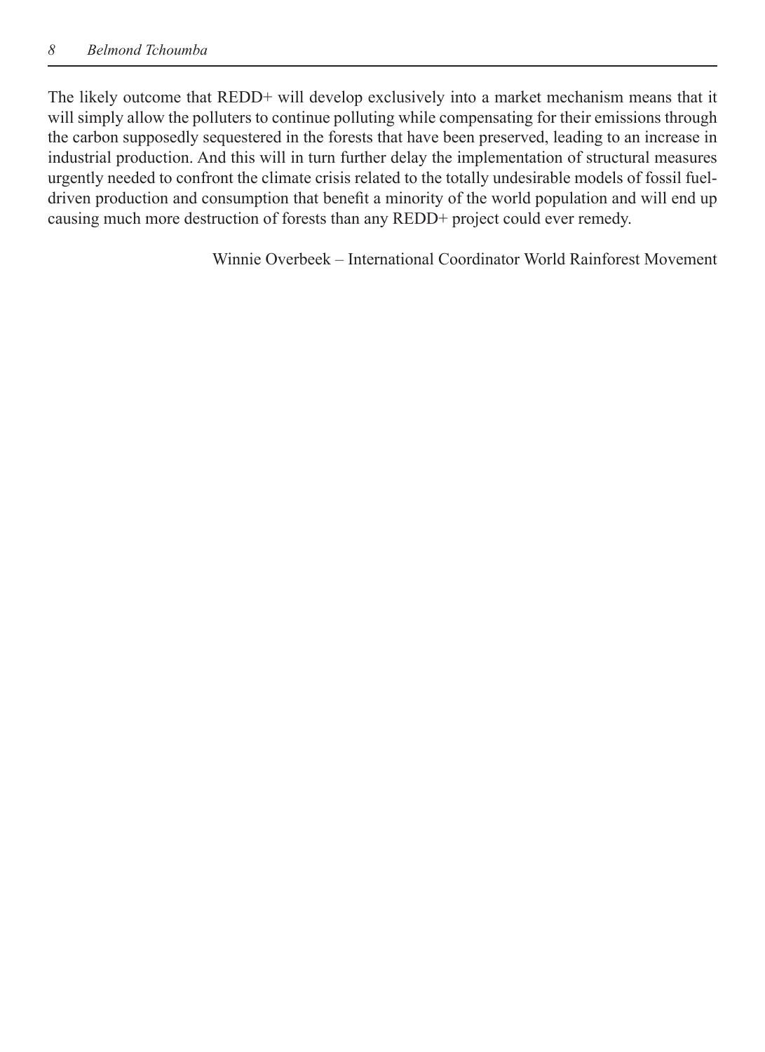The likely outcome that REDD+ will develop exclusively into a market mechanism means that it will simply allow the polluters to continue polluting while compensating for their emissions through the carbon supposedly sequestered in the forests that have been preserved, leading to an increase in industrial production. And this will in turn further delay the implementation of structural measures urgently needed to confront the climate crisis related to the totally undesirable models of fossil fuel-driven production and consumption that benefit a minority of the world population and will end up causing much more destruction of forests than any REDD+ project could ever remedy.

Winnie Overbeek – International Coordinator World Rainforest Movement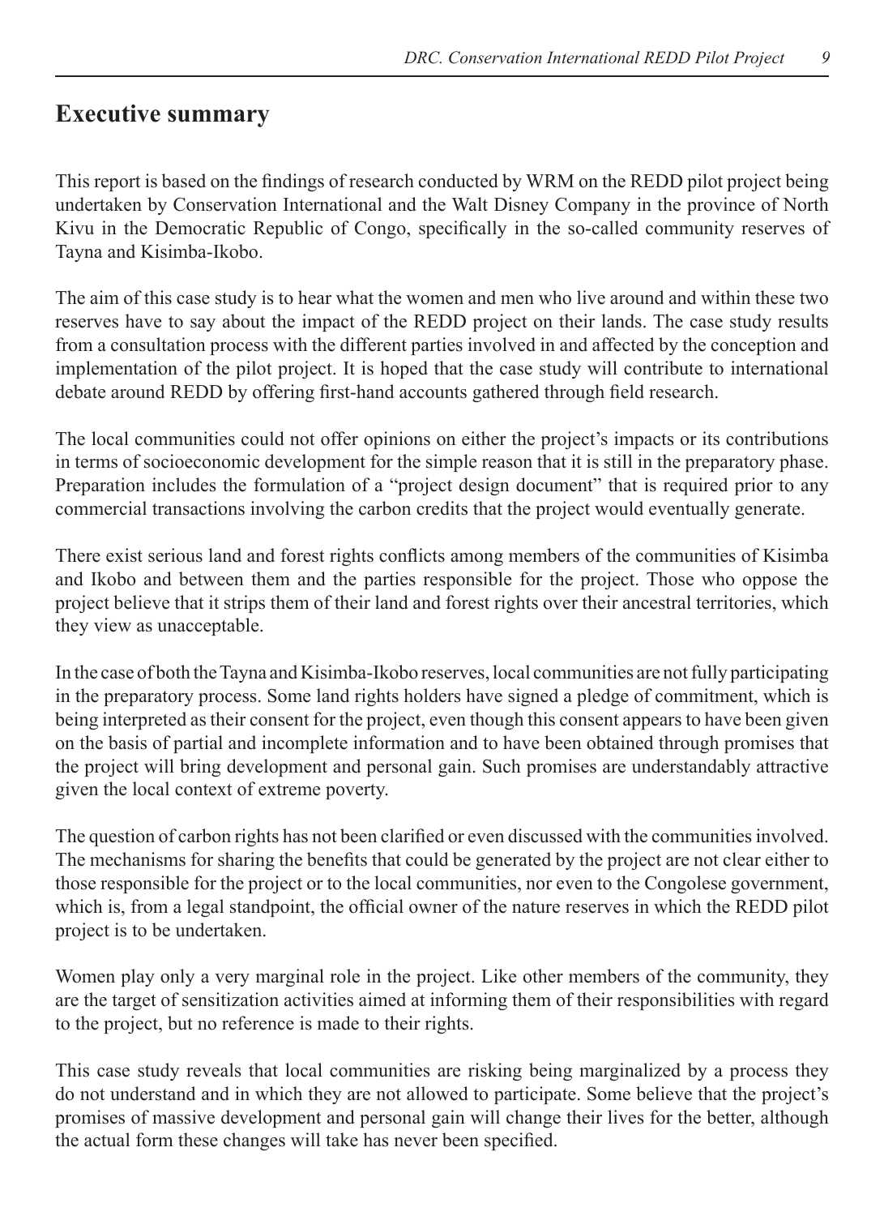## Executive summary

This report is based on the findings of research conducted by WRM on the REDD pilot project being undertaken by Conservation International and the Walt Disney Company in the province of North Kivu in the Democratic Republic of Congo, specifically in the so-called community reserves of Tayna and Kisimba-Ikobo.

The aim of this case study is to hear what the women and men who live around and within these two reserves have to say about the impact of the REDD project on their lands. The case study results from a consultation process with the different parties involved in and affected by the conception and implementation of the pilot project. It is hoped that the case study will contribute to international debate around REDD by offering first-hand accounts gathered through field research.

The local communities could not offer opinions on either the project's impacts or its contributions in terms of socioeconomic development for the simple reason that it is still in the preparatory phase. Preparation includes the formulation of a "project design document" that is required prior to any commercial transactions involving the carbon credits that the project would eventually generate.

There exist serious land and forest rights conflicts among members of the communities of Kisimba and Ikobo and between them and the parties responsible for the project. Those who oppose the project believe that it strips them of their land and forest rights over their ancestral territories, which they view as unacceptable.

In the case of both the Tayna and Kisimba-Ikobo reserves, local communities are not fully participating in the preparatory process. Some land rights holders have signed a pledge of commitment, which is being interpreted as their consent for the project, even though this consent appears to have been given on the basis of partial and incomplete information and to have been obtained through promises that the project will bring development and personal gain. Such promises are understandably attractive given the local context of extreme poverty.

The question of carbon rights has not been clarified or even discussed with the communities involved. The mechanisms for sharing the benefits that could be generated by the project are not clear either to those responsible for the project or to the local communities, nor even to the Congolese government, which is, from a legal standpoint, the official owner of the nature reserves in which the REDD pilot project is to be undertaken.

Women play only a very marginal role in the project. Like other members of the community, they are the target of sensitization activities aimed at informing them of their responsibilities with regard to the project, but no reference is made to their rights.

This case study reveals that local communities are risking being marginalized by a process they do not understand and in which they are not allowed to participate. Some believe that the project's promises of massive development and personal gain will change their lives for the better, although the actual form these changes will take has never been specified.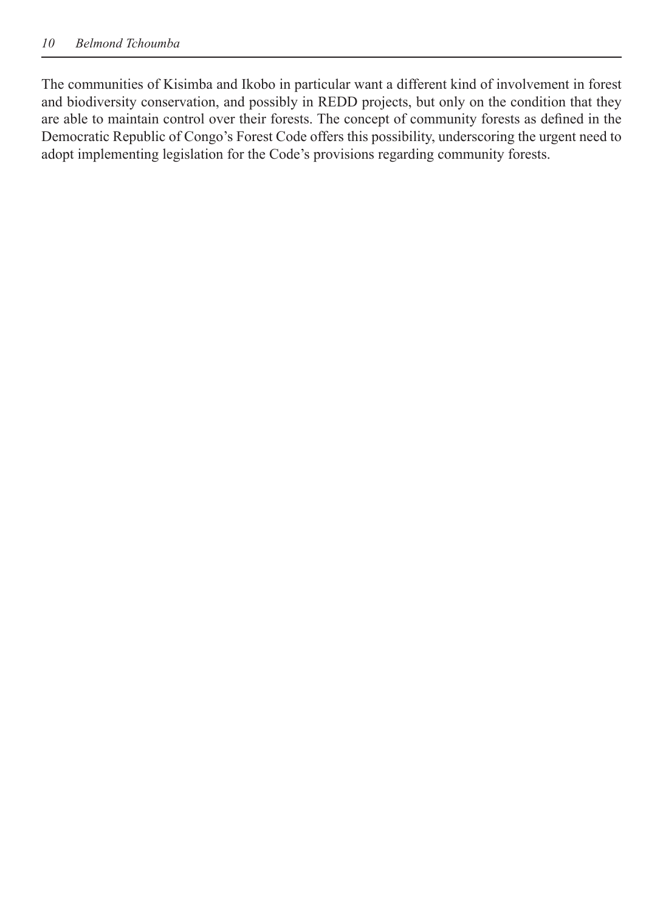The communities of Kisimba and Ikobo in particular want a different kind of involvement in forest and biodiversity conservation, and possibly in REDD projects, but only on the condition that they are able to maintain control over their forests. The concept of community forests as defined in the Democratic Republic of Congo's Forest Code offers this possibility, underscoring the urgent need to adopt implementing legislation for the Code's provisions regarding community forests.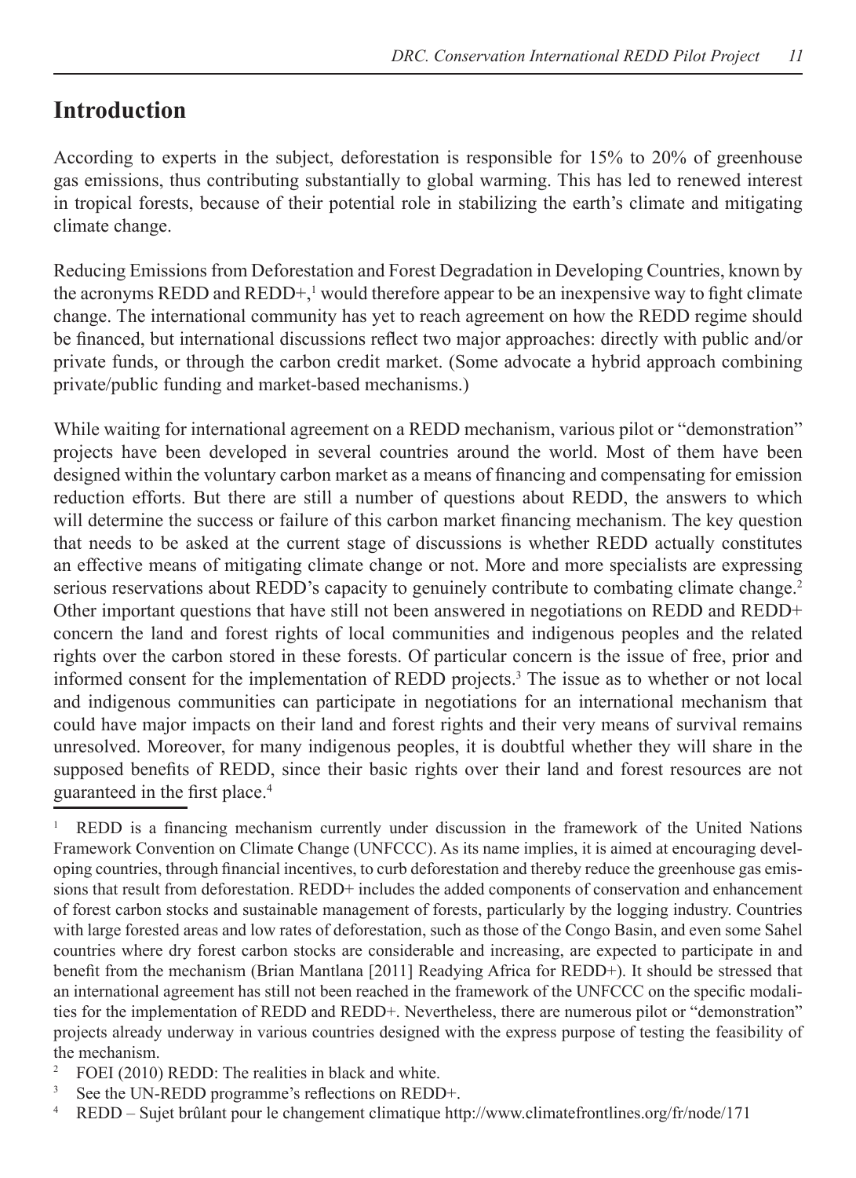## Introduction

According to experts in the subject, deforestation is responsible for 15% to 20% of greenhouse gas emissions, thus contributing substantially to global warming. This has led to renewed interest in tropical forests, because of their potential role in stabilizing the earth's climate and mitigating climate change.

Reducing Emissions from Deforestation and Forest Degradation in Developing Countries, known by the acronyms REDD and REDD+,[1] would therefore appear to be an inexpensive way to fight climate change. The international community has yet to reach agreement on how the REDD regime should be financed, but international discussions reflect two major approaches: directly with public and/or private funds, or through the carbon credit market. (Some advocate a hybrid approach combining private/public funding and market-based mechanisms.)

While waiting for international agreement on a REDD mechanism, various pilot or "demonstration" projects have been developed in several countries around the world. Most of them have been designed within the voluntary carbon market as a means of financing and compensating for emission reduction efforts. But there are still a number of questions about REDD, the answers to which will determine the success or failure of this carbon market financing mechanism. The key question that needs to be asked at the current stage of discussions is whether REDD actually constitutes an effective means of mitigating climate change or not. More and more specialists are expressing serious reservations about REDD's capacity to genuinely contribute to combating climate change.[2] Other important questions that have still not been answered in negotiations on REDD and REDD+ concern the land and forest rights of local communities and indigenous peoples and the related rights over the carbon stored in these forests. Of particular concern is the issue of free, prior and informed consent for the implementation of REDD projects.[3] The issue as to whether or not local and indigenous communities can participate in negotiations for an international mechanism that could have major impacts on their land and forest rights and their very means of survival remains unresolved. Moreover, for many indigenous peoples, it is doubtful whether they will share in the supposed benefits of REDD, since their basic rights over their land and forest resources are not guaranteed in the first place.[4]

---

[1] REDD is a financing mechanism currently under discussion in the framework of the United Nations Framework Convention on Climate Change (UNFCCC). As its name implies, it is aimed at encouraging developing countries, through financial incentives, to curb deforestation and thereby reduce the greenhouse gas emissions that result from deforestation. REDD+ includes the added components of conservation and enhancement of forest carbon stocks and sustainable management of forests, particularly by the logging industry. Countries with large forested areas and low rates of deforestation, such as those of the Congo Basin, and even some Sahel countries where dry forest carbon stocks are considerable and increasing, are expected to participate in and benefit from the mechanism (Brian Mantlana [2011] Readying Africa for REDD+). It should be stressed that an international agreement has still not been reached in the framework of the UNFCCC on the specific modalities for the implementation of REDD and REDD+. Nevertheless, there are numerous pilot or "demonstration" projects already underway in various countries designed with the express purpose of testing the feasibility of the mechanism.

[2] FOEI (2010) REDD: The realities in black and white.

[3] See the UN-REDD programme's reflections on REDD+.

[4] REDD – Sujet brûlant pour le changement climatique http://www.climatefrontlines.org/fr/node/171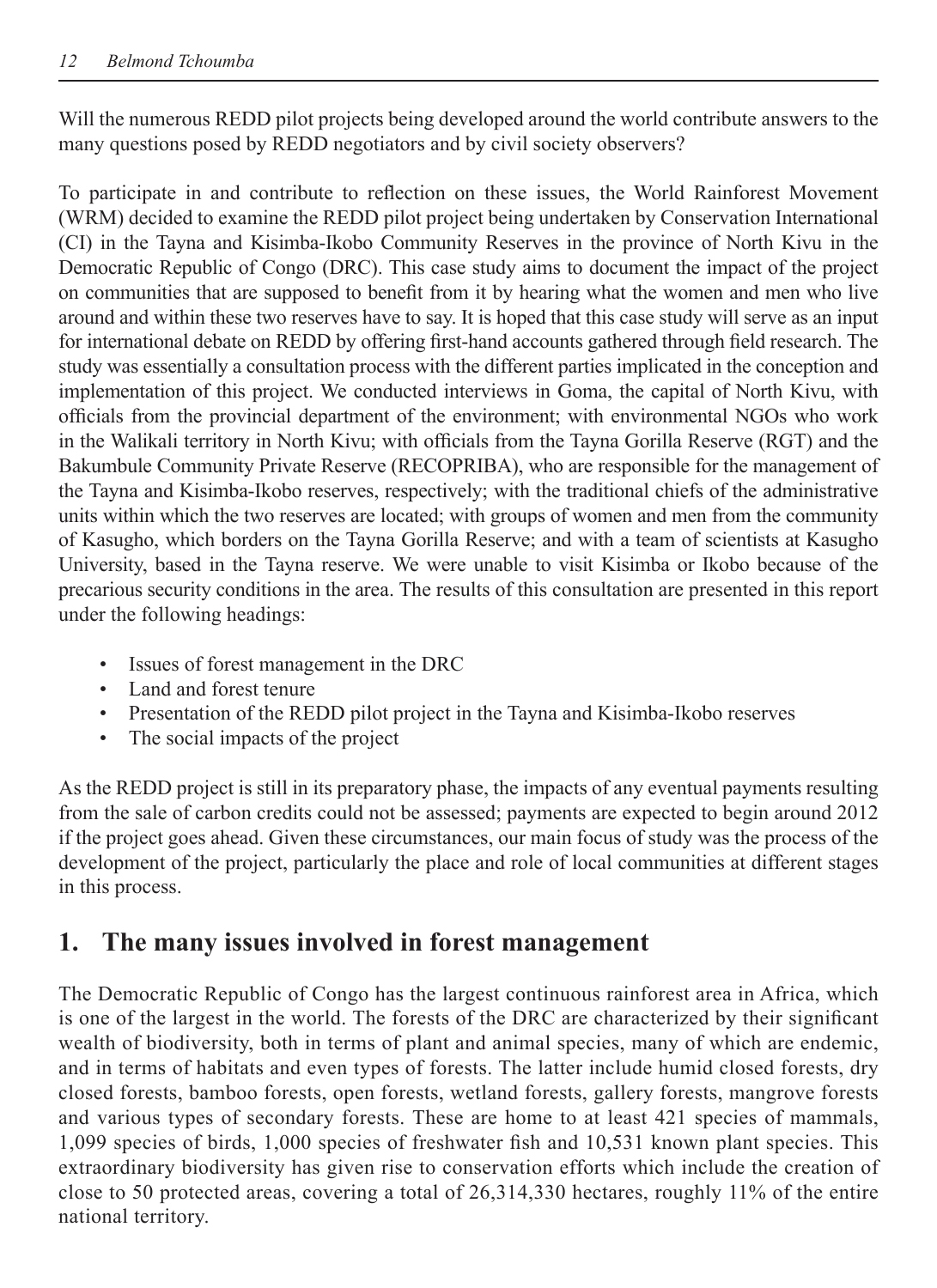Will the numerous REDD pilot projects being developed around the world contribute answers to the many questions posed by REDD negotiators and by civil society observers?

To participate in and contribute to reflection on these issues, the World Rainforest Movement (WRM) decided to examine the REDD pilot project being undertaken by Conservation International (CI) in the Tayna and Kisimba-Ikobo Community Reserves in the province of North Kivu in the Democratic Republic of Congo (DRC). This case study aims to document the impact of the project on communities that are supposed to benefit from it by hearing what the women and men who live around and within these two reserves have to say. It is hoped that this case study will serve as an input for international debate on REDD by offering first-hand accounts gathered through field research. The study was essentially a consultation process with the different parties implicated in the conception and implementation of this project. We conducted interviews in Goma, the capital of North Kivu, with officials from the provincial department of the environment; with environmental NGOs who work in the Walikali territory in North Kivu; with officials from the Tayna Gorilla Reserve (RGT) and the Bakumbule Community Private Reserve (RECOPRIBA), who are responsible for the management of the Tayna and Kisimba-Ikobo reserves, respectively; with the traditional chiefs of the administrative units within which the two reserves are located; with groups of women and men from the community of Kasugho, which borders on the Tayna Gorilla Reserve; and with a team of scientists at Kasugho University, based in the Tayna reserve. We were unable to visit Kisimba or Ikobo because of the precarious security conditions in the area. The results of this consultation are presented in this report under the following headings:

- Issues of forest management in the DRC
- Land and forest tenure
- Presentation of the REDD pilot project in the Tayna and Kisimba-Ikobo reserves
- The social impacts of the project

As the REDD project is still in its preparatory phase, the impacts of any eventual payments resulting from the sale of carbon credits could not be assessed; payments are expected to begin around 2012 if the project goes ahead. Given these circumstances, our main focus of study was the process of the development of the project, particularly the place and role of local communities at different stages in this process.

## 1. The many issues involved in forest management

The Democratic Republic of Congo has the largest continuous rainforest area in Africa, which is one of the largest in the world. The forests of the DRC are characterized by their significant wealth of biodiversity, both in terms of plant and animal species, many of which are endemic, and in terms of habitats and even types of forests. The latter include humid closed forests, dry closed forests, bamboo forests, open forests, wetland forests, gallery forests, mangrove forests and various types of secondary forests. These are home to at least 421 species of mammals, 1,099 species of birds, 1,000 species of freshwater fish and 10,531 known plant species. This extraordinary biodiversity has given rise to conservation efforts which include the creation of close to 50 protected areas, covering a total of 26,314,330 hectares, roughly 11% of the entire national territory.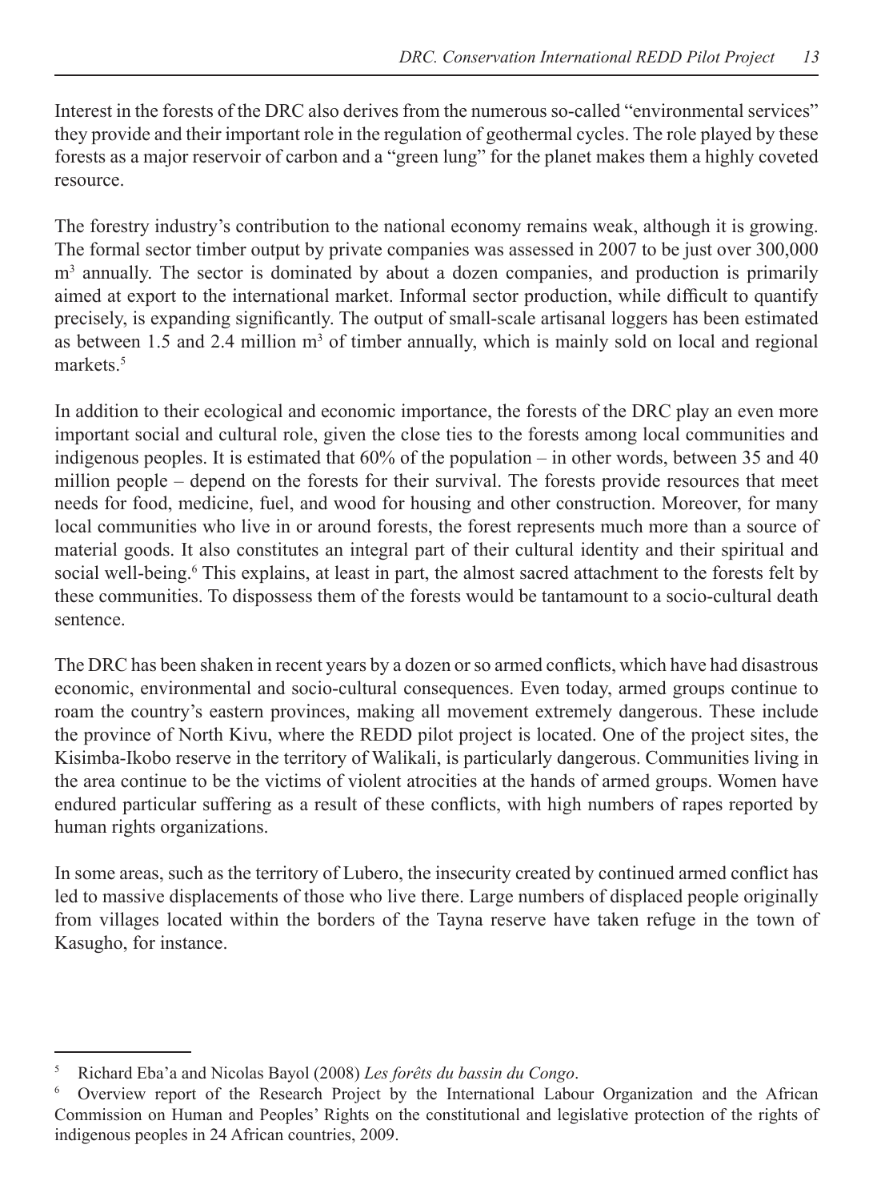Interest in the forests of the DRC also derives from the numerous so-called "environmental services" they provide and their important role in the regulation of geothermal cycles. The role played by these forests as a major reservoir of carbon and a "green lung" for the planet makes them a highly coveted resource.

The forestry industry's contribution to the national economy remains weak, although it is growing. The formal sector timber output by private companies was assessed in 2007 to be just over 300,000 $m^3$ annually. The sector is dominated by about a dozen companies, and production is primarily aimed at export to the international market. Informal sector production, while difficult to quantify precisely, is expanding significantly. The output of small-scale artisanal loggers has been estimated as between 1.5 and 2.4 million $m^3$ of timber annually, which is mainly sold on local and regional markets.[5]

In addition to their ecological and economic importance, the forests of the DRC play an even more important social and cultural role, given the close ties to the forests among local communities and indigenous peoples. It is estimated that 60% of the population – in other words, between 35 and 40 million people – depend on the forests for their survival. The forests provide resources that meet needs for food, medicine, fuel, and wood for housing and other construction. Moreover, for many local communities who live in or around forests, the forest represents much more than a source of material goods. It also constitutes an integral part of their cultural identity and their spiritual and social well-being.[6] This explains, at least in part, the almost sacred attachment to the forests felt by these communities. To dispossess them of the forests would be tantamount to a socio-cultural death sentence.

The DRC has been shaken in recent years by a dozen or so armed conflicts, which have had disastrous economic, environmental and socio-cultural consequences. Even today, armed groups continue to roam the country's eastern provinces, making all movement extremely dangerous. These include the province of North Kivu, where the REDD pilot project is located. One of the project sites, the Kisimba-Ikobo reserve in the territory of Walikali, is particularly dangerous. Communities living in the area continue to be the victims of violent atrocities at the hands of armed groups. Women have endured particular suffering as a result of these conflicts, with high numbers of rapes reported by human rights organizations.

In some areas, such as the territory of Lubero, the insecurity created by continued armed conflict has led to massive displacements of those who live there. Large numbers of displaced people originally from villages located within the borders of the Tayna reserve have taken refuge in the town of Kasugho, for instance.

---

[5] Richard Eba'a and Nicolas Bayol (2008) *Les forêts du bassin du Congo*.

[6] Overview report of the Research Project by the International Labour Organization and the African Commission on Human and Peoples' Rights on the constitutional and legislative protection of the rights of indigenous peoples in 24 African countries, 2009.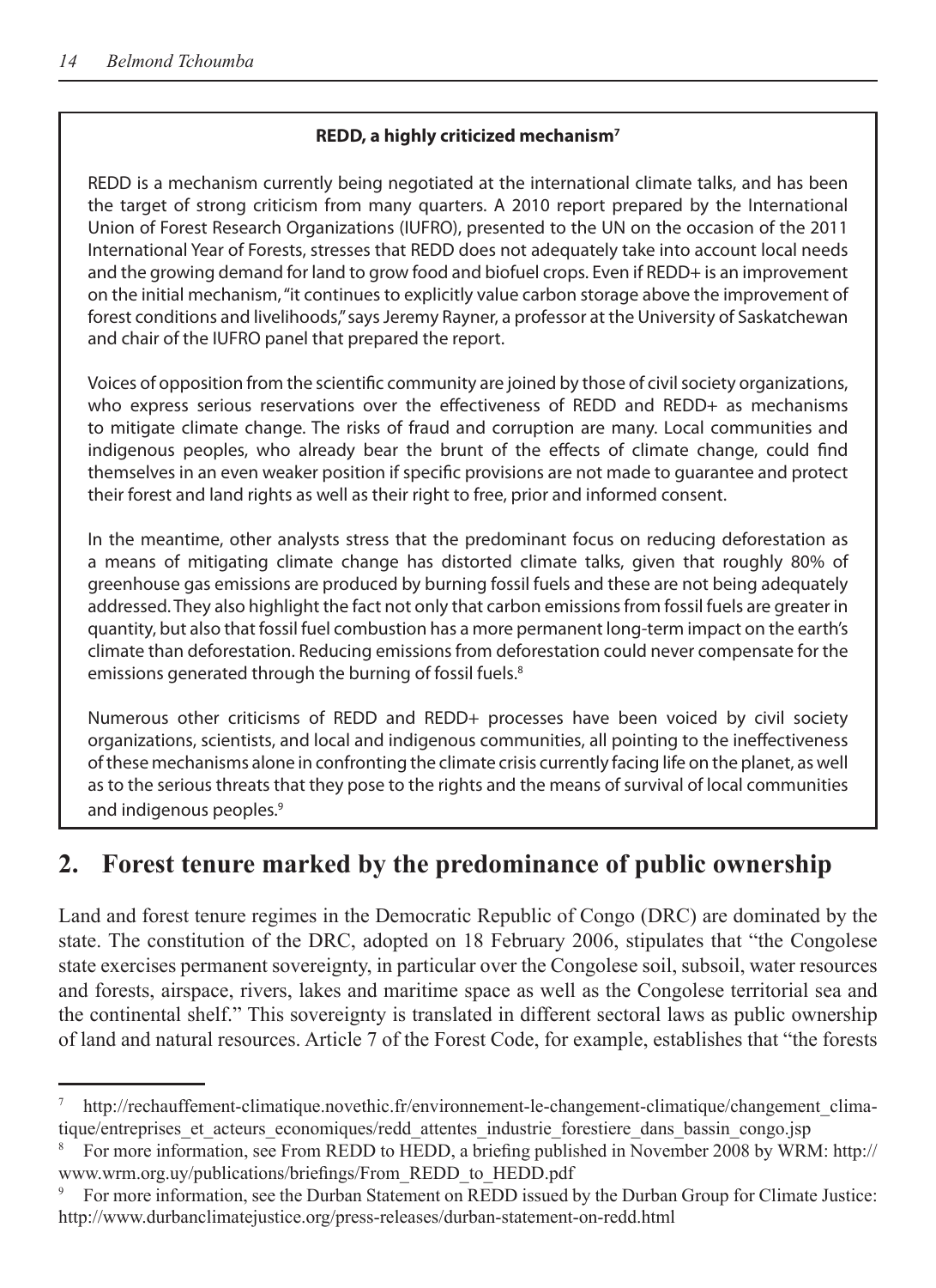**REDD, a highly criticized mechanism[7]**

REDD is a mechanism currently being negotiated at the international climate talks, and has been the target of strong criticism from many quarters. A 2010 report prepared by the International Union of Forest Research Organizations (IUFRO), presented to the UN on the occasion of the 2011 International Year of Forests, stresses that REDD does not adequately take into account local needs and the growing demand for land to grow food and biofuel crops. Even if REDD+ is an improvement on the initial mechanism, "it continues to explicitly value carbon storage above the improvement of forest conditions and livelihoods," says Jeremy Rayner, a professor at the University of Saskatchewan and chair of the IUFRO panel that prepared the report.

Voices of opposition from the scientific community are joined by those of civil society organizations, who express serious reservations over the effectiveness of REDD and REDD+ as mechanisms to mitigate climate change. The risks of fraud and corruption are many. Local communities and indigenous peoples, who already bear the brunt of the effects of climate change, could find themselves in an even weaker position if specific provisions are not made to guarantee and protect their forest and land rights as well as their right to free, prior and informed consent.

In the meantime, other analysts stress that the predominant focus on reducing deforestation as a means of mitigating climate change has distorted climate talks, given that roughly 80% of greenhouse gas emissions are produced by burning fossil fuels and these are not being adequately addressed. They also highlight the fact not only that carbon emissions from fossil fuels are greater in quantity, but also that fossil fuel combustion has a more permanent long-term impact on the earth's climate than deforestation. Reducing emissions from deforestation could never compensate for the emissions generated through the burning of fossil fuels.[8]

Numerous other criticisms of REDD and REDD+ processes have been voiced by civil society organizations, scientists, and local and indigenous communities, all pointing to the ineffectiveness of these mechanisms alone in confronting the climate crisis currently facing life on the planet, as well as to the serious threats that they pose to the rights and the means of survival of local communities and indigenous peoples.[9]

## 2. Forest tenure marked by the predominance of public ownership

Land and forest tenure regimes in the Democratic Republic of Congo (DRC) are dominated by the state. The constitution of the DRC, adopted on 18 February 2006, stipulates that "the Congolese state exercises permanent sovereignty, in particular over the Congolese soil, subsoil, water resources and forests, airspace, rivers, lakes and maritime space as well as the Congolese territorial sea and the continental shelf." This sovereignty is translated in different sectoral laws as public ownership of land and natural resources. Article 7 of the Forest Code, for example, establishes that "the forests

---

[7] http://rechauffement-climatique.novethic.fr/environnement-le-changement-climatique/changement_climatique/entreprises_et_acteurs_economiques/redd_attentes_industrie_forestiere_dans_bassin_congo.jsp

[8] For more information, see From REDD to HEDD, a briefing published in November 2008 by WRM: http://www.wrm.org.uy/publications/briefings/From_REDD_to_HEDD.pdf

[9] For more information, see the Durban Statement on REDD issued by the Durban Group for Climate Justice: http://www.durbanclimatejustice.org/press-releases/durban-statement-on-redd.html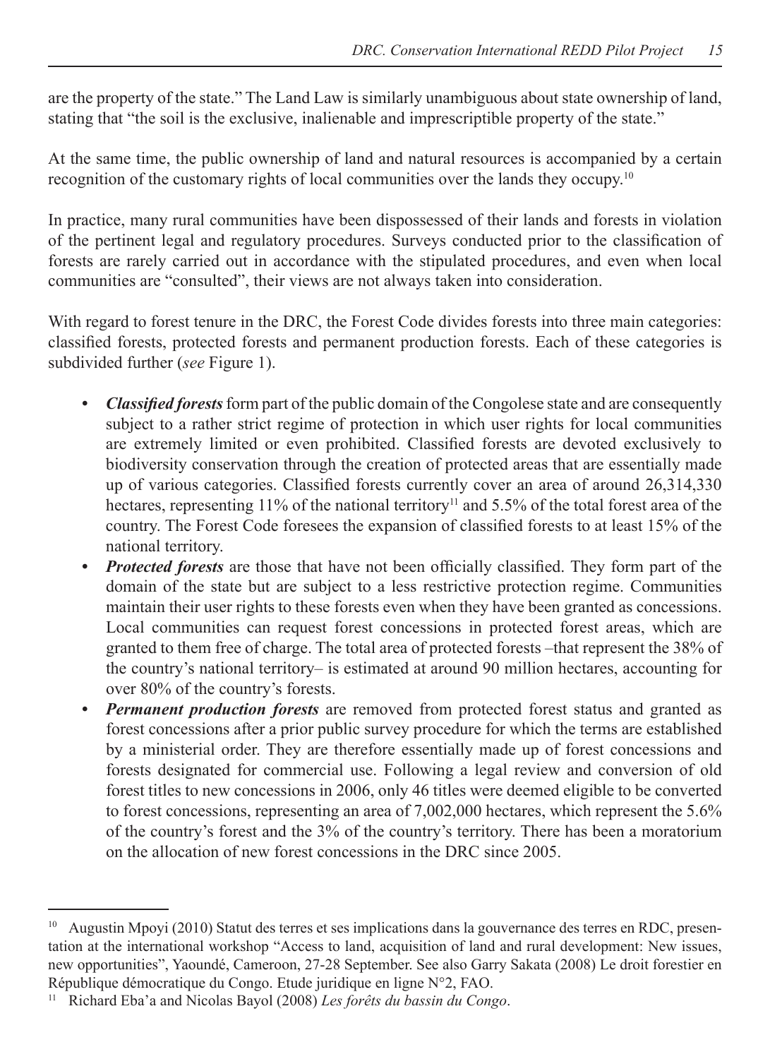are the property of the state." The Land Law is similarly unambiguous about state ownership of land, stating that "the soil is the exclusive, inalienable and imprescriptible property of the state."

At the same time, the public ownership of land and natural resources is accompanied by a certain recognition of the customary rights of local communities over the lands they occupy.[10]

In practice, many rural communities have been dispossessed of their lands and forests in violation of the pertinent legal and regulatory procedures. Surveys conducted prior to the classification of forests are rarely carried out in accordance with the stipulated procedures, and even when local communities are "consulted", their views are not always taken into consideration.

With regard to forest tenure in the DRC, the Forest Code divides forests into three main categories: classified forests, protected forests and permanent production forests. Each of these categories is subdivided further (*see* Figure 1).

- ***Classified forests*** form part of the public domain of the Congolese state and are consequently subject to a rather strict regime of protection in which user rights for local communities are extremely limited or even prohibited. Classified forests are devoted exclusively to biodiversity conservation through the creation of protected areas that are essentially made up of various categories. Classified forests currently cover an area of around 26,314,330 hectares, representing 11% of the national territory[11] and 5.5% of the total forest area of the country. The Forest Code foresees the expansion of classified forests to at least 15% of the national territory.
- ***Protected forests*** are those that have not been officially classified. They form part of the domain of the state but are subject to a less restrictive protection regime. Communities maintain their user rights to these forests even when they have been granted as concessions. Local communities can request forest concessions in protected forest areas, which are granted to them free of charge. The total area of protected forests –that represent the 38% of the country's national territory– is estimated at around 90 million hectares, accounting for over 80% of the country's forests.
- ***Permanent production forests*** are removed from protected forest status and granted as forest concessions after a prior public survey procedure for which the terms are established by a ministerial order. They are therefore essentially made up of forest concessions and forests designated for commercial use. Following a legal review and conversion of old forest titles to new concessions in 2006, only 46 titles were deemed eligible to be converted to forest concessions, representing an area of 7,002,000 hectares, which represent the 5.6% of the country's forest and the 3% of the country's territory. There has been a moratorium on the allocation of new forest concessions in the DRC since 2005.

---

[10] Augustin Mpoyi (2010) Statut des terres et ses implications dans la gouvernance des terres en RDC, presentation at the international workshop "Access to land, acquisition of land and rural development: New issues, new opportunities", Yaoundé, Cameroon, 27-28 September. See also Garry Sakata (2008) Le droit forestier en République démocratique du Congo. Etude juridique en ligne N°2, FAO.

[11] Richard Eba'a and Nicolas Bayol (2008) *Les forêts du bassin du Congo*.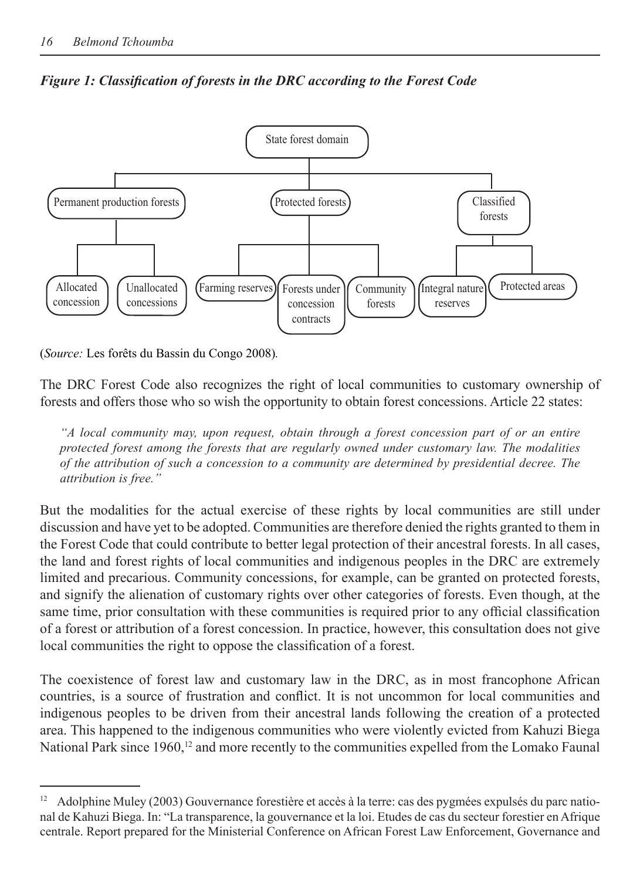***Figure 1: Classification of forests in the DRC according to the Forest Code***

- State forest domain
  - Permanent production forests
    - Allocated concession
    - Unallocated concessions
  - Protected forests
    - Farming reserves
    - Forests under concession contracts
    - Community forests
  - Classified forests
    - Integral nature reserves
    - Protected areas

(*Source:* Les forêts du Bassin du Congo 2008).

The DRC Forest Code also recognizes the right of local communities to customary ownership of forests and offers those who so wish the opportunity to obtain forest concessions. Article 22 states:

> *"A local community may, upon request, obtain through a forest concession part of or an entire protected forest among the forests that are regularly owned under customary law. The modalities of the attribution of such a concession to a community are determined by presidential decree. The attribution is free."*

But the modalities for the actual exercise of these rights by local communities are still under discussion and have yet to be adopted. Communities are therefore denied the rights granted to them in the Forest Code that could contribute to better legal protection of their ancestral forests. In all cases, the land and forest rights of local communities and indigenous peoples in the DRC are extremely limited and precarious. Community concessions, for example, can be granted on protected forests, and signify the alienation of customary rights over other categories of forests. Even though, at the same time, prior consultation with these communities is required prior to any official classification of a forest or attribution of a forest concession. In practice, however, this consultation does not give local communities the right to oppose the classification of a forest.

The coexistence of forest law and customary law in the DRC, as in most francophone African countries, is a source of frustration and conflict. It is not uncommon for local communities and indigenous peoples to be driven from their ancestral lands following the creation of a protected area. This happened to the indigenous communities who were violently evicted from Kahuzi Biega National Park since 1960,[12] and more recently to the communities expelled from the Lomako Faunal

[12] Adolphine Muley (2003) Gouvernance forestière et accès à la terre: cas des pygmées expulsés du parc national de Kahuzi Biega. In: "La transparence, la gouvernance et la loi. Etudes de cas du secteur forestier en Afrique centrale. Report prepared for the Ministerial Conference on African Forest Law Enforcement, Governance and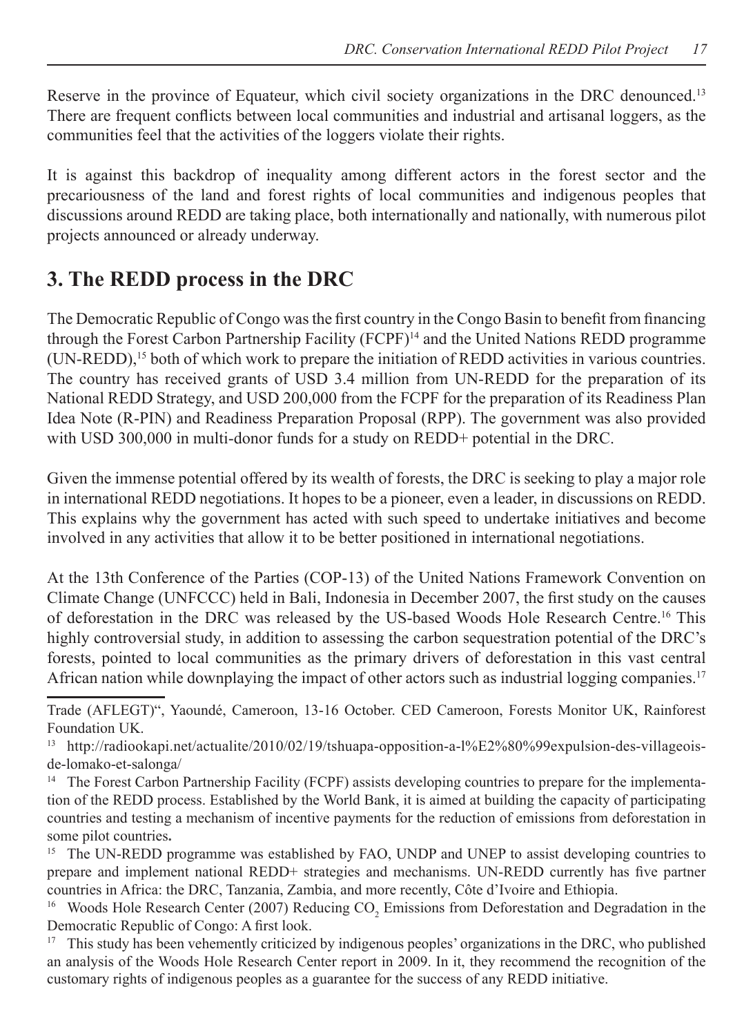Reserve in the province of Equateur, which civil society organizations in the DRC denounced.[13] There are frequent conflicts between local communities and industrial and artisanal loggers, as the communities feel that the activities of the loggers violate their rights.

It is against this backdrop of inequality among different actors in the forest sector and the precariousness of the land and forest rights of local communities and indigenous peoples that discussions around REDD are taking place, both internationally and nationally, with numerous pilot projects announced or already underway.

## 3. The REDD process in the DRC

The Democratic Republic of Congo was the first country in the Congo Basin to benefit from financing through the Forest Carbon Partnership Facility (FCPF)[14] and the United Nations REDD programme (UN-REDD),[15] both of which work to prepare the initiation of REDD activities in various countries. The country has received grants of USD 3.4 million from UN-REDD for the preparation of its National REDD Strategy, and USD 200,000 from the FCPF for the preparation of its Readiness Plan Idea Note (R-PIN) and Readiness Preparation Proposal (RPP). The government was also provided with USD 300,000 in multi-donor funds for a study on REDD+ potential in the DRC.

Given the immense potential offered by its wealth of forests, the DRC is seeking to play a major role in international REDD negotiations. It hopes to be a pioneer, even a leader, in discussions on REDD. This explains why the government has acted with such speed to undertake initiatives and become involved in any activities that allow it to be better positioned in international negotiations.

At the 13th Conference of the Parties (COP-13) of the United Nations Framework Convention on Climate Change (UNFCCC) held in Bali, Indonesia in December 2007, the first study on the causes of deforestation in the DRC was released by the US-based Woods Hole Research Centre.[16] This highly controversial study, in addition to assessing the carbon sequestration potential of the DRC's forests, pointed to local communities as the primary drivers of deforestation in this vast central African nation while downplaying the impact of other actors such as industrial logging companies.[17]

---

Trade (AFLEGT)", Yaoundé, Cameroon, 13-16 October. CED Cameroon, Forests Monitor UK, Rainforest Foundation UK.

[13] http://radiookapi.net/actualite/2010/02/19/tshuapa-opposition-a-l%E2%80%99expulsion-des-villageois-de-lomako-et-salonga/

[14] The Forest Carbon Partnership Facility (FCPF) assists developing countries to prepare for the implementation of the REDD process. Established by the World Bank, it is aimed at building the capacity of participating countries and testing a mechanism of incentive payments for the reduction of emissions from deforestation in some pilot countries.

[15] The UN-REDD programme was established by FAO, UNDP and UNEP to assist developing countries to prepare and implement national REDD+ strategies and mechanisms. UN-REDD currently has five partner countries in Africa: the DRC, Tanzania, Zambia, and more recently, Côte d'Ivoire and Ethiopia.

[16] Woods Hole Research Center (2007) Reducing $CO_2$ Emissions from Deforestation and Degradation in the Democratic Republic of Congo: A first look.

[17] This study has been vehemently criticized by indigenous peoples' organizations in the DRC, who published an analysis of the Woods Hole Research Center report in 2009. In it, they recommend the recognition of the customary rights of indigenous peoples as a guarantee for the success of any REDD initiative.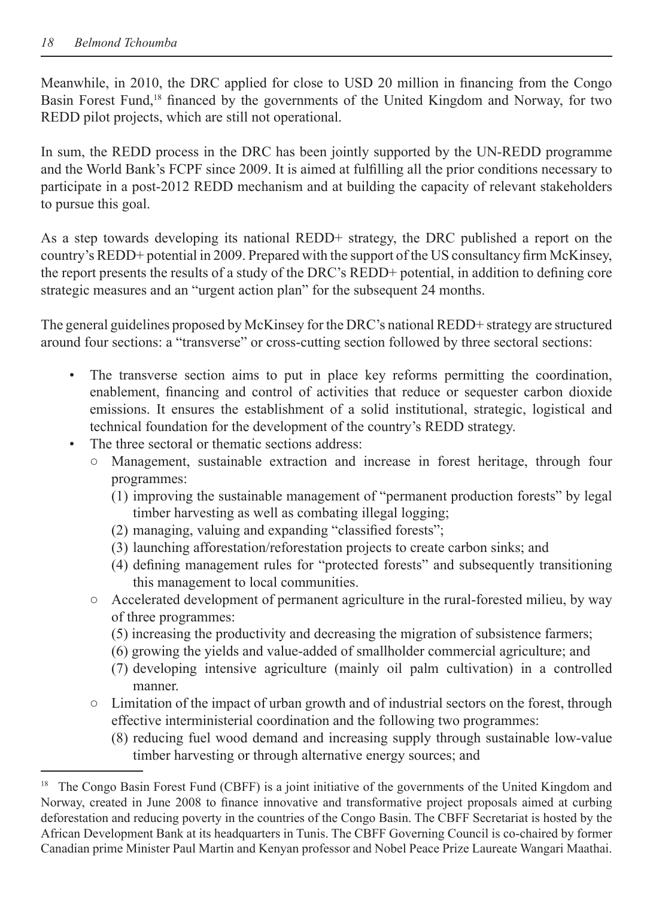Meanwhile, in 2010, the DRC applied for close to USD 20 million in financing from the Congo Basin Forest Fund,[18] financed by the governments of the United Kingdom and Norway, for two REDD pilot projects, which are still not operational.

In sum, the REDD process in the DRC has been jointly supported by the UN-REDD programme and the World Bank's FCPF since 2009. It is aimed at fulfilling all the prior conditions necessary to participate in a post-2012 REDD mechanism and at building the capacity of relevant stakeholders to pursue this goal.

As a step towards developing its national REDD+ strategy, the DRC published a report on the country's REDD+ potential in 2009. Prepared with the support of the US consultancy firm McKinsey, the report presents the results of a study of the DRC's REDD+ potential, in addition to defining core strategic measures and an "urgent action plan" for the subsequent 24 months.

The general guidelines proposed by McKinsey for the DRC's national REDD+ strategy are structured around four sections: a "transverse" or cross-cutting section followed by three sectoral sections:

- The transverse section aims to put in place key reforms permitting the coordination, enablement, financing and control of activities that reduce or sequester carbon dioxide emissions. It ensures the establishment of a solid institutional, strategic, logistical and technical foundation for the development of the country's REDD strategy.
- The three sectoral or thematic sections address:
  - Management, sustainable extraction and increase in forest heritage, through four programmes:
    - (1) improving the sustainable management of "permanent production forests" by legal timber harvesting as well as combating illegal logging;
    - (2) managing, valuing and expanding "classified forests";
    - (3) launching afforestation/reforestation projects to create carbon sinks; and
    - (4) defining management rules for "protected forests" and subsequently transitioning this management to local communities.
  - Accelerated development of permanent agriculture in the rural-forested milieu, by way of three programmes:
    - (5) increasing the productivity and decreasing the migration of subsistence farmers;
    - (6) growing the yields and value-added of smallholder commercial agriculture; and
    - (7) developing intensive agriculture (mainly oil palm cultivation) in a controlled manner.
  - Limitation of the impact of urban growth and of industrial sectors on the forest, through effective interministerial coordination and the following two programmes:
    - (8) reducing fuel wood demand and increasing supply through sustainable low-value timber harvesting or through alternative energy sources; and

[18] The Congo Basin Forest Fund (CBFF) is a joint initiative of the governments of the United Kingdom and Norway, created in June 2008 to finance innovative and transformative project proposals aimed at curbing deforestation and reducing poverty in the countries of the Congo Basin. The CBFF Secretariat is hosted by the African Development Bank at its headquarters in Tunis. The CBFF Governing Council is co-chaired by former Canadian prime Minister Paul Martin and Kenyan professor and Nobel Peace Prize Laureate Wangari Maathai.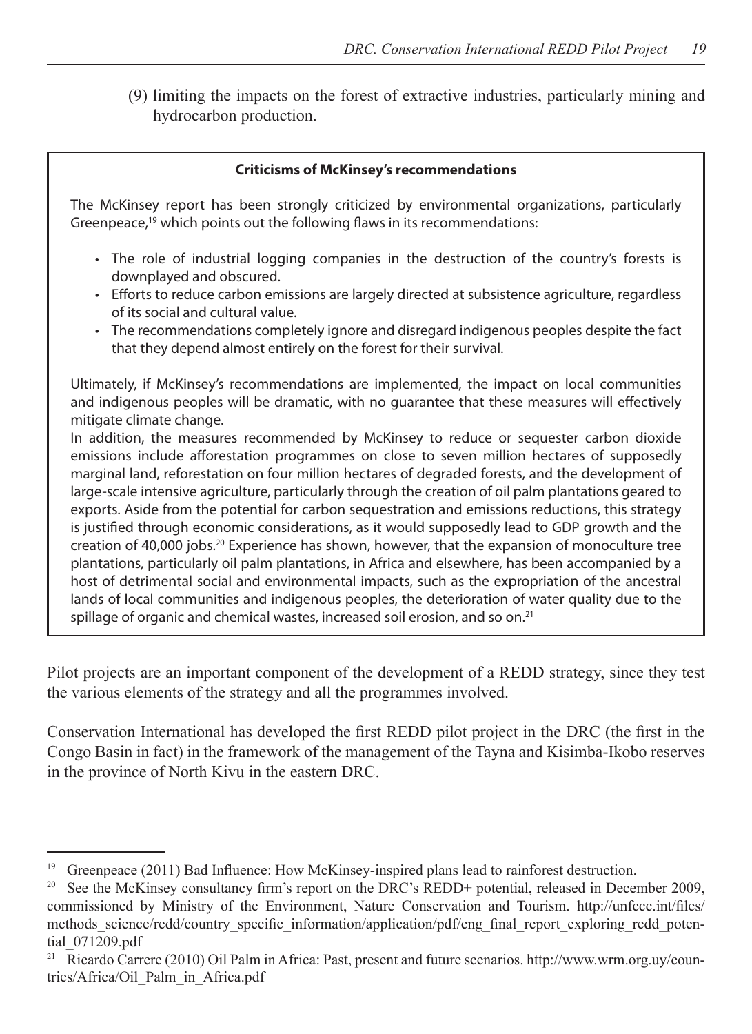(9) limiting the impacts on the forest of extractive industries, particularly mining and hydrocarbon production.

**Criticisms of McKinsey's recommendations**

The McKinsey report has been strongly criticized by environmental organizations, particularly Greenpeace,[19] which points out the following flaws in its recommendations:

- The role of industrial logging companies in the destruction of the country's forests is downplayed and obscured.
- Efforts to reduce carbon emissions are largely directed at subsistence agriculture, regardless of its social and cultural value.
- The recommendations completely ignore and disregard indigenous peoples despite the fact that they depend almost entirely on the forest for their survival.

Ultimately, if McKinsey's recommendations are implemented, the impact on local communities and indigenous peoples will be dramatic, with no guarantee that these measures will effectively mitigate climate change.

In addition, the measures recommended by McKinsey to reduce or sequester carbon dioxide emissions include afforestation programmes on close to seven million hectares of supposedly marginal land, reforestation on four million hectares of degraded forests, and the development of large-scale intensive agriculture, particularly through the creation of oil palm plantations geared to exports. Aside from the potential for carbon sequestration and emissions reductions, this strategy is justified through economic considerations, as it would supposedly lead to GDP growth and the creation of 40,000 jobs.[20] Experience has shown, however, that the expansion of monoculture tree plantations, particularly oil palm plantations, in Africa and elsewhere, has been accompanied by a host of detrimental social and environmental impacts, such as the expropriation of the ancestral lands of local communities and indigenous peoples, the deterioration of water quality due to the spillage of organic and chemical wastes, increased soil erosion, and so on.[21]

Pilot projects are an important component of the development of a REDD strategy, since they test the various elements of the strategy and all the programmes involved.

Conservation International has developed the first REDD pilot project in the DRC (the first in the Congo Basin in fact) in the framework of the management of the Tayna and Kisimba-Ikobo reserves in the province of North Kivu in the eastern DRC.

---

[19] Greenpeace (2011) Bad Influence: How McKinsey-inspired plans lead to rainforest destruction.

[20] See the McKinsey consultancy firm's report on the DRC's REDD+ potential, released in December 2009, commissioned by Ministry of the Environment, Nature Conservation and Tourism. http://unfccc.int/files/methods_science/redd/country_specific_information/application/pdf/eng_final_report_exploring_redd_potential_071209.pdf

[21] Ricardo Carrere (2010) Oil Palm in Africa: Past, present and future scenarios. http://www.wrm.org.uy/countries/Africa/Oil_Palm_in_Africa.pdf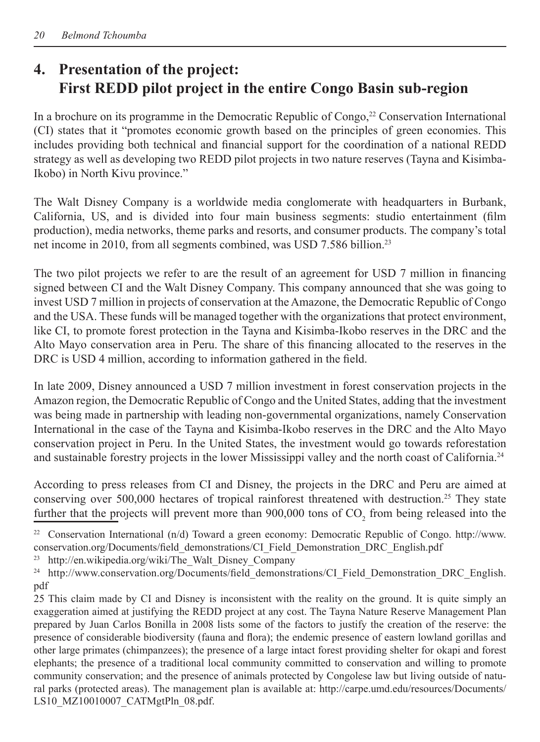## 4. Presentation of the project: First REDD pilot project in the entire Congo Basin sub-region

In a brochure on its programme in the Democratic Republic of Congo,[22] Conservation International (CI) states that it "promotes economic growth based on the principles of green economies. This includes providing both technical and financial support for the coordination of a national REDD strategy as well as developing two REDD pilot projects in two nature reserves (Tayna and Kisimba-Ikobo) in North Kivu province."

The Walt Disney Company is a worldwide media conglomerate with headquarters in Burbank, California, US, and is divided into four main business segments: studio entertainment (film production), media networks, theme parks and resorts, and consumer products. The company's total net income in 2010, from all segments combined, was USD 7.586 billion.[23]

The two pilot projects we refer to are the result of an agreement for USD 7 million in financing signed between CI and the Walt Disney Company. This company announced that she was going to invest USD 7 million in projects of conservation at the Amazone, the Democratic Republic of Congo and the USA. These funds will be managed together with the organizations that protect environment, like CI, to promote forest protection in the Tayna and Kisimba-Ikobo reserves in the DRC and the Alto Mayo conservation area in Peru. The share of this financing allocated to the reserves in the DRC is USD 4 million, according to information gathered in the field.

In late 2009, Disney announced a USD 7 million investment in forest conservation projects in the Amazon region, the Democratic Republic of Congo and the United States, adding that the investment was being made in partnership with leading non-governmental organizations, namely Conservation International in the case of the Tayna and Kisimba-Ikobo reserves in the DRC and the Alto Mayo conservation project in Peru. In the United States, the investment would go towards reforestation and sustainable forestry projects in the lower Mississippi valley and the north coast of California.[24]

According to press releases from CI and Disney, the projects in the DRC and Peru are aimed at conserving over 500,000 hectares of tropical rainforest threatened with destruction.[25] They state further that the projects will prevent more than 900,000 tons of $CO_2$ from being released into the

---

[22] Conservation International (n/d) Toward a green economy: Democratic Republic of Congo. http://www.conservation.org/Documents/field_demonstrations/CI_Field_Demonstration_DRC_English.pdf

[23] http://en.wikipedia.org/wiki/The_Walt_Disney_Company

[24] http://www.conservation.org/Documents/field_demonstrations/CI_Field_Demonstration_DRC_English.pdf

25 This claim made by CI and Disney is inconsistent with the reality on the ground. It is quite simply an exaggeration aimed at justifying the REDD project at any cost. The Tayna Nature Reserve Management Plan prepared by Juan Carlos Bonilla in 2008 lists some of the factors to justify the creation of the reserve: the presence of considerable biodiversity (fauna and flora); the endemic presence of eastern lowland gorillas and other large primates (chimpanzees); the presence of a large intact forest providing shelter for okapi and forest elephants; the presence of a traditional local community committed to conservation and willing to promote community conservation; and the presence of animals protected by Congolese law but living outside of natural parks (protected areas). The management plan is available at: http://carpe.umd.edu/resources/Documents/LS10_MZ10010007_CATMgtPln_08.pdf.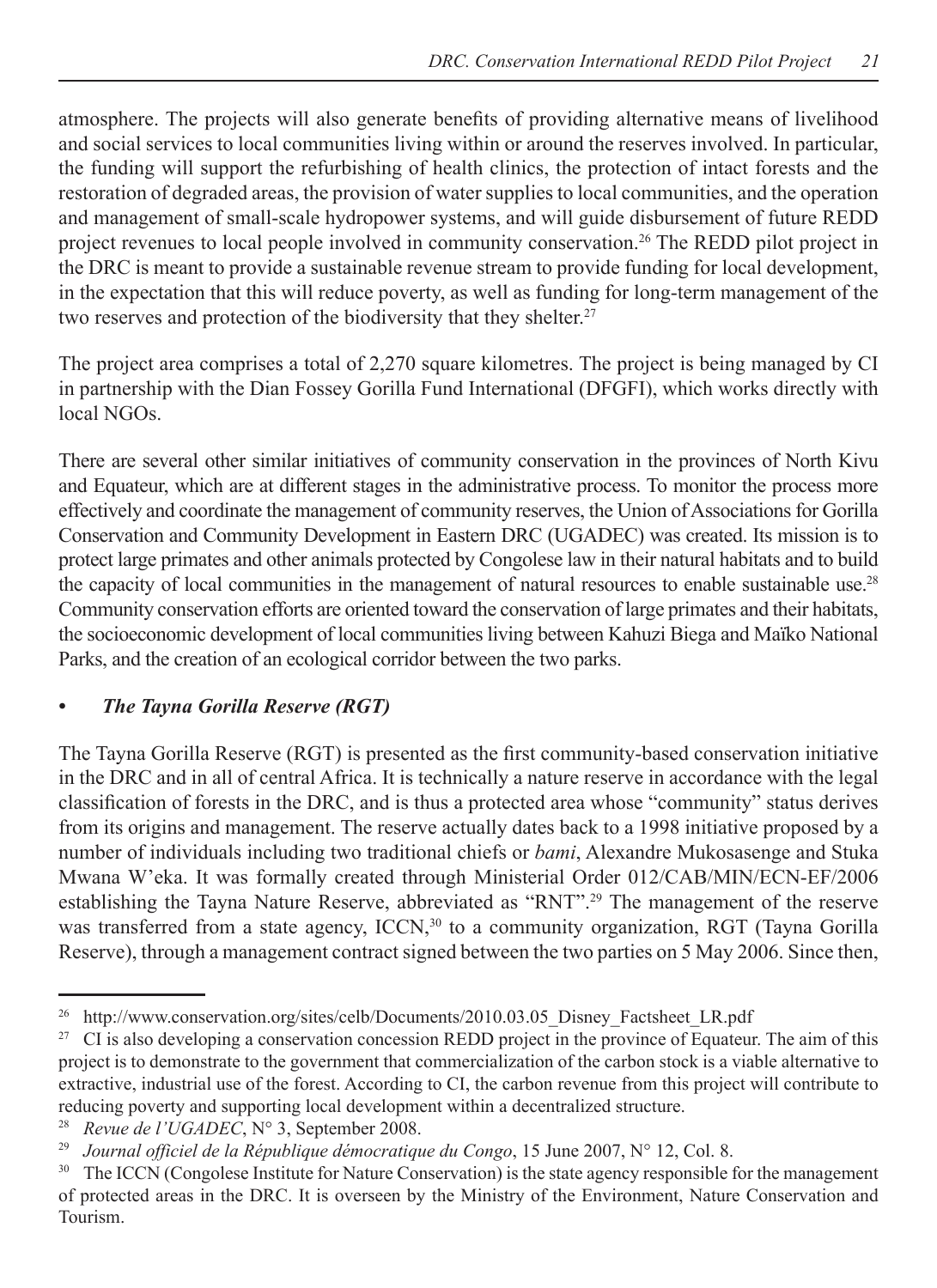atmosphere. The projects will also generate benefits of providing alternative means of livelihood and social services to local communities living within or around the reserves involved. In particular, the funding will support the refurbishing of health clinics, the protection of intact forests and the restoration of degraded areas, the provision of water supplies to local communities, and the operation and management of small-scale hydropower systems, and will guide disbursement of future REDD project revenues to local people involved in community conservation.[26] The REDD pilot project in the DRC is meant to provide a sustainable revenue stream to provide funding for local development, in the expectation that this will reduce poverty, as well as funding for long-term management of the two reserves and protection of the biodiversity that they shelter.[27]

The project area comprises a total of 2,270 square kilometres. The project is being managed by CI in partnership with the Dian Fossey Gorilla Fund International (DFGFI), which works directly with local NGOs.

There are several other similar initiatives of community conservation in the provinces of North Kivu and Equateur, which are at different stages in the administrative process. To monitor the process more effectively and coordinate the management of community reserves, the Union of Associations for Gorilla Conservation and Community Development in Eastern DRC (UGADEC) was created. Its mission is to protect large primates and other animals protected by Congolese law in their natural habitats and to build the capacity of local communities in the management of natural resources to enable sustainable use.[28] Community conservation efforts are oriented toward the conservation of large primates and their habitats, the socioeconomic development of local communities living between Kahuzi Biega and Maïko National Parks, and the creation of an ecological corridor between the two parks.

- ***The Tayna Gorilla Reserve (RGT)***

The Tayna Gorilla Reserve (RGT) is presented as the first community-based conservation initiative in the DRC and in all of central Africa. It is technically a nature reserve in accordance with the legal classification of forests in the DRC, and is thus a protected area whose "community" status derives from its origins and management. The reserve actually dates back to a 1998 initiative proposed by a number of individuals including two traditional chiefs or *bami*, Alexandre Mukosasenge and Stuka Mwana W'eka. It was formally created through Ministerial Order 012/CAB/MIN/ECN-EF/2006 establishing the Tayna Nature Reserve, abbreviated as "RNT".[29] The management of the reserve was transferred from a state agency, ICCN,[30] to a community organization, RGT (Tayna Gorilla Reserve), through a management contract signed between the two parties on 5 May 2006. Since then,

---

[26] http://www.conservation.org/sites/celb/Documents/2010.03.05_Disney_Factsheet_LR.pdf

[27] CI is also developing a conservation concession REDD project in the province of Equateur. The aim of this project is to demonstrate to the government that commercialization of the carbon stock is a viable alternative to extractive, industrial use of the forest. According to CI, the carbon revenue from this project will contribute to reducing poverty and supporting local development within a decentralized structure.

[28] *Revue de l'UGADEC*, N° 3, September 2008.

[29] *Journal officiel de la République démocratique du Congo*, 15 June 2007, N° 12, Col. 8.

[30] The ICCN (Congolese Institute for Nature Conservation) is the state agency responsible for the management of protected areas in the DRC. It is overseen by the Ministry of the Environment, Nature Conservation and Tourism.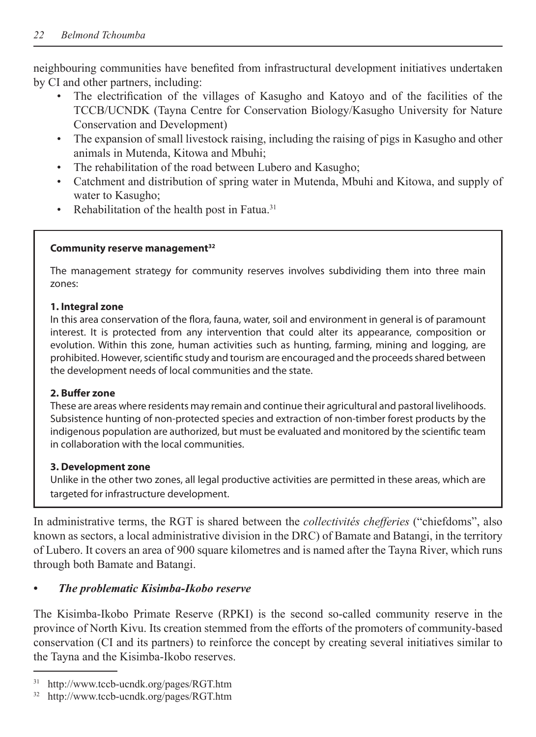neighbouring communities have benefited from infrastructural development initiatives undertaken by CI and other partners, including:

- The electrification of the villages of Kasugho and Katoyo and of the facilities of the TCCB/UCNDK (Tayna Centre for Conservation Biology/Kasugho University for Nature Conservation and Development)
- The expansion of small livestock raising, including the raising of pigs in Kasugho and other animals in Mutenda, Kitowa and Mbuhi;
- The rehabilitation of the road between Lubero and Kasugho;
- Catchment and distribution of spring water in Mutenda, Mbuhi and Kitowa, and supply of water to Kasugho;
- Rehabilitation of the health post in Fatua.[31]

> **Community reserve management[32]**
>
> The management strategy for community reserves involves subdividing them into three main zones:
>
> **1. Integral zone**
> In this area conservation of the flora, fauna, water, soil and environment in general is of paramount interest. It is protected from any intervention that could alter its appearance, composition or evolution. Within this zone, human activities such as hunting, farming, mining and logging, are prohibited. However, scientific study and tourism are encouraged and the proceeds shared between the development needs of local communities and the state.
>
> **2. Buffer zone**
> These are areas where residents may remain and continue their agricultural and pastoral livelihoods. Subsistence hunting of non-protected species and extraction of non-timber forest products by the indigenous population are authorized, but must be evaluated and monitored by the scientific team in collaboration with the local communities.
>
> **3. Development zone**
> Unlike in the other two zones, all legal productive activities are permitted in these areas, which are targeted for infrastructure development.

In administrative terms, the RGT is shared between the *collectivités chefferies* ("chiefdoms", also known as sectors, a local administrative division in the DRC) of Bamate and Batangi, in the territory of Lubero. It covers an area of 900 square kilometres and is named after the Tayna River, which runs through both Bamate and Batangi.

- ***The problematic Kisimba-Ikobo reserve***

The Kisimba-Ikobo Primate Reserve (RPKI) is the second so-called community reserve in the province of North Kivu. Its creation stemmed from the efforts of the promoters of community-based conservation (CI and its partners) to reinforce the concept by creating several initiatives similar to the Tayna and the Kisimba-Ikobo reserves.

---

[31] http://www.tccb-ucndk.org/pages/RGT.htm

[32] http://www.tccb-ucndk.org/pages/RGT.htm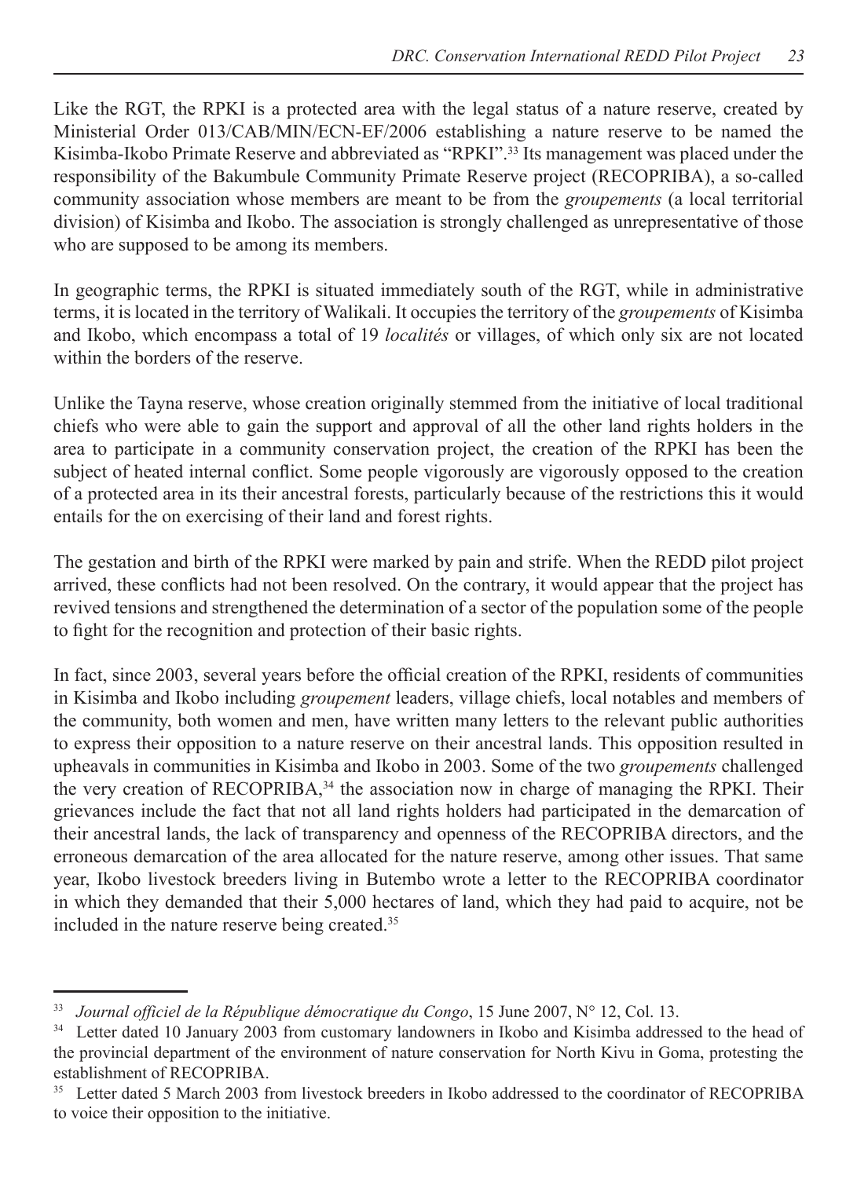Like the RGT, the RPKI is a protected area with the legal status of a nature reserve, created by Ministerial Order 013/CAB/MIN/ECN-EF/2006 establishing a nature reserve to be named the Kisimba-Ikobo Primate Reserve and abbreviated as "RPKI".[33] Its management was placed under the responsibility of the Bakumbule Community Primate Reserve project (RECOPRIBA), a so-called community association whose members are meant to be from the *groupements* (a local territorial division) of Kisimba and Ikobo. The association is strongly challenged as unrepresentative of those who are supposed to be among its members.

In geographic terms, the RPKI is situated immediately south of the RGT, while in administrative terms, it is located in the territory of Walikali. It occupies the territory of the *groupements* of Kisimba and Ikobo, which encompass a total of 19 *localités* or villages, of which only six are not located within the borders of the reserve.

Unlike the Tayna reserve, whose creation originally stemmed from the initiative of local traditional chiefs who were able to gain the support and approval of all the other land rights holders in the area to participate in a community conservation project, the creation of the RPKI has been the subject of heated internal conflict. Some people vigorously are vigorously opposed to the creation of a protected area in its their ancestral forests, particularly because of the restrictions this it would entails for the on exercising of their land and forest rights.

The gestation and birth of the RPKI were marked by pain and strife. When the REDD pilot project arrived, these conflicts had not been resolved. On the contrary, it would appear that the project has revived tensions and strengthened the determination of a sector of the population some of the people to fight for the recognition and protection of their basic rights.

In fact, since 2003, several years before the official creation of the RPKI, residents of communities in Kisimba and Ikobo including *groupement* leaders, village chiefs, local notables and members of the community, both women and men, have written many letters to the relevant public authorities to express their opposition to a nature reserve on their ancestral lands. This opposition resulted in upheavals in communities in Kisimba and Ikobo in 2003. Some of the two *groupements* challenged the very creation of RECOPRIBA,[34] the association now in charge of managing the RPKI. Their grievances include the fact that not all land rights holders had participated in the demarcation of their ancestral lands, the lack of transparency and openness of the RECOPRIBA directors, and the erroneous demarcation of the area allocated for the nature reserve, among other issues. That same year, Ikobo livestock breeders living in Butembo wrote a letter to the RECOPRIBA coordinator in which they demanded that their 5,000 hectares of land, which they had paid to acquire, not be included in the nature reserve being created.[35]

---

[33] *Journal officiel de la République démocratique du Congo*, 15 June 2007, N° 12, Col. 13.

[34] Letter dated 10 January 2003 from customary landowners in Ikobo and Kisimba addressed to the head of the provincial department of the environment of nature conservation for North Kivu in Goma, protesting the establishment of RECOPRIBA.

[35] Letter dated 5 March 2003 from livestock breeders in Ikobo addressed to the coordinator of RECOPRIBA to voice their opposition to the initiative.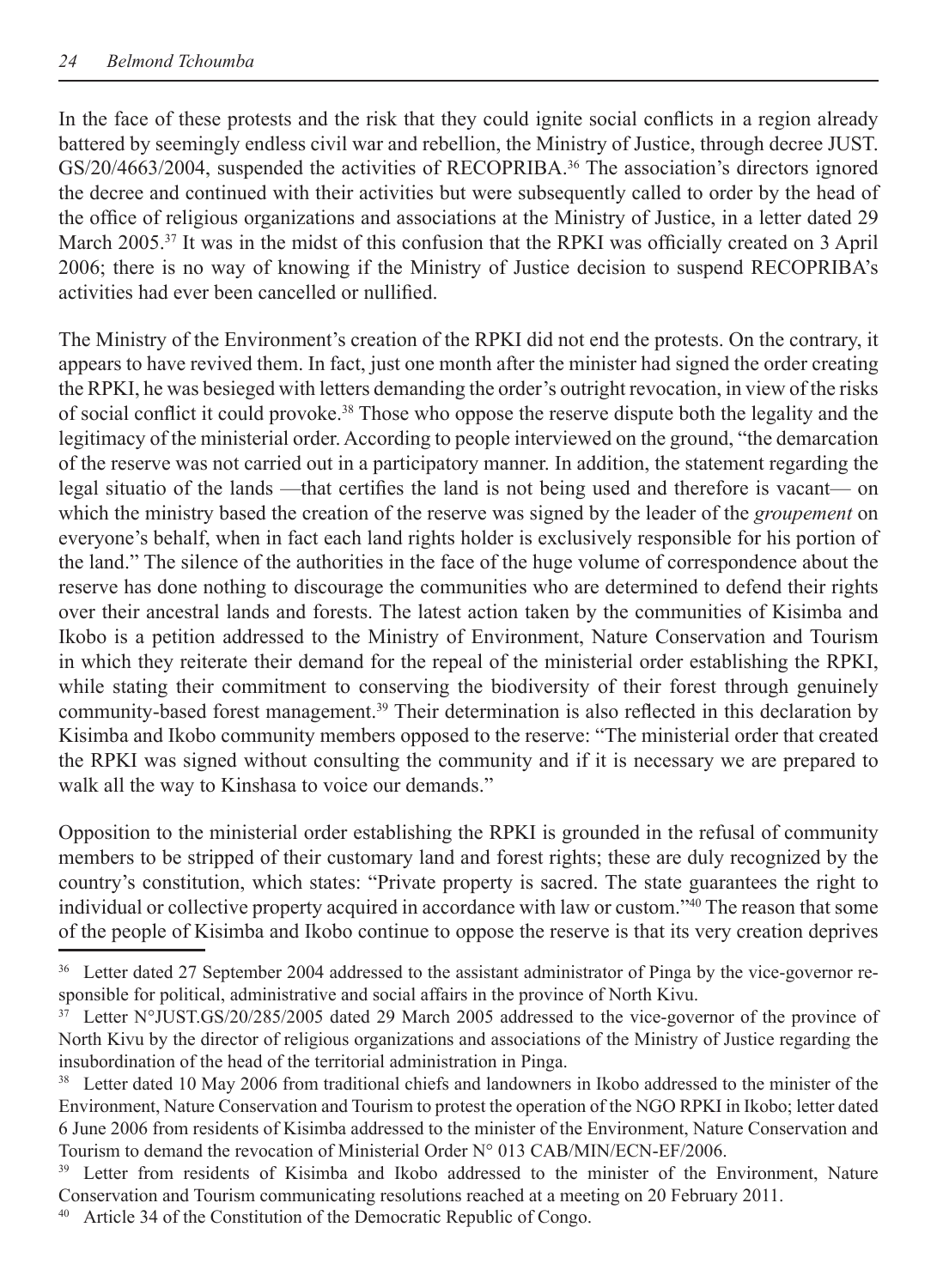In the face of these protests and the risk that they could ignite social conflicts in a region already battered by seemingly endless civil war and rebellion, the Ministry of Justice, through decree JUST. GS/20/4663/2004, suspended the activities of RECOPRIBA.[36] The association's directors ignored the decree and continued with their activities but were subsequently called to order by the head of the office of religious organizations and associations at the Ministry of Justice, in a letter dated 29 March 2005.[37] It was in the midst of this confusion that the RPKI was officially created on 3 April 2006; there is no way of knowing if the Ministry of Justice decision to suspend RECOPRIBA's activities had ever been cancelled or nullified.

The Ministry of the Environment's creation of the RPKI did not end the protests. On the contrary, it appears to have revived them. In fact, just one month after the minister had signed the order creating the RPKI, he was besieged with letters demanding the order's outright revocation, in view of the risks of social conflict it could provoke.[38] Those who oppose the reserve dispute both the legality and the legitimacy of the ministerial order. According to people interviewed on the ground, "the demarcation of the reserve was not carried out in a participatory manner. In addition, the statement regarding the legal situatio of the lands —that certifies the land is not being used and therefore is vacant— on which the ministry based the creation of the reserve was signed by the leader of the *groupement* on everyone's behalf, when in fact each land rights holder is exclusively responsible for his portion of the land." The silence of the authorities in the face of the huge volume of correspondence about the reserve has done nothing to discourage the communities who are determined to defend their rights over their ancestral lands and forests. The latest action taken by the communities of Kisimba and Ikobo is a petition addressed to the Ministry of Environment, Nature Conservation and Tourism in which they reiterate their demand for the repeal of the ministerial order establishing the RPKI, while stating their commitment to conserving the biodiversity of their forest through genuinely community-based forest management.[39] Their determination is also reflected in this declaration by Kisimba and Ikobo community members opposed to the reserve: "The ministerial order that created the RPKI was signed without consulting the community and if it is necessary we are prepared to walk all the way to Kinshasa to voice our demands."

Opposition to the ministerial order establishing the RPKI is grounded in the refusal of community members to be stripped of their customary land and forest rights; these are duly recognized by the country's constitution, which states: "Private property is sacred. The state guarantees the right to individual or collective property acquired in accordance with law or custom."[40] The reason that some of the people of Kisimba and Ikobo continue to oppose the reserve is that its very creation deprives

---

[36] Letter dated 27 September 2004 addressed to the assistant administrator of Pinga by the vice-governor responsible for political, administrative and social affairs in the province of North Kivu.

[37] Letter N°JUST.GS/20/285/2005 dated 29 March 2005 addressed to the vice-governor of the province of North Kivu by the director of religious organizations and associations of the Ministry of Justice regarding the insubordination of the head of the territorial administration in Pinga.

[38] Letter dated 10 May 2006 from traditional chiefs and landowners in Ikobo addressed to the minister of the Environment, Nature Conservation and Tourism to protest the operation of the NGO RPKI in Ikobo; letter dated 6 June 2006 from residents of Kisimba addressed to the minister of the Environment, Nature Conservation and Tourism to demand the revocation of Ministerial Order N° 013 CAB/MIN/ECN-EF/2006.

[39] Letter from residents of Kisimba and Ikobo addressed to the minister of the Environment, Nature Conservation and Tourism communicating resolutions reached at a meeting on 20 February 2011.

[40] Article 34 of the Constitution of the Democratic Republic of Congo.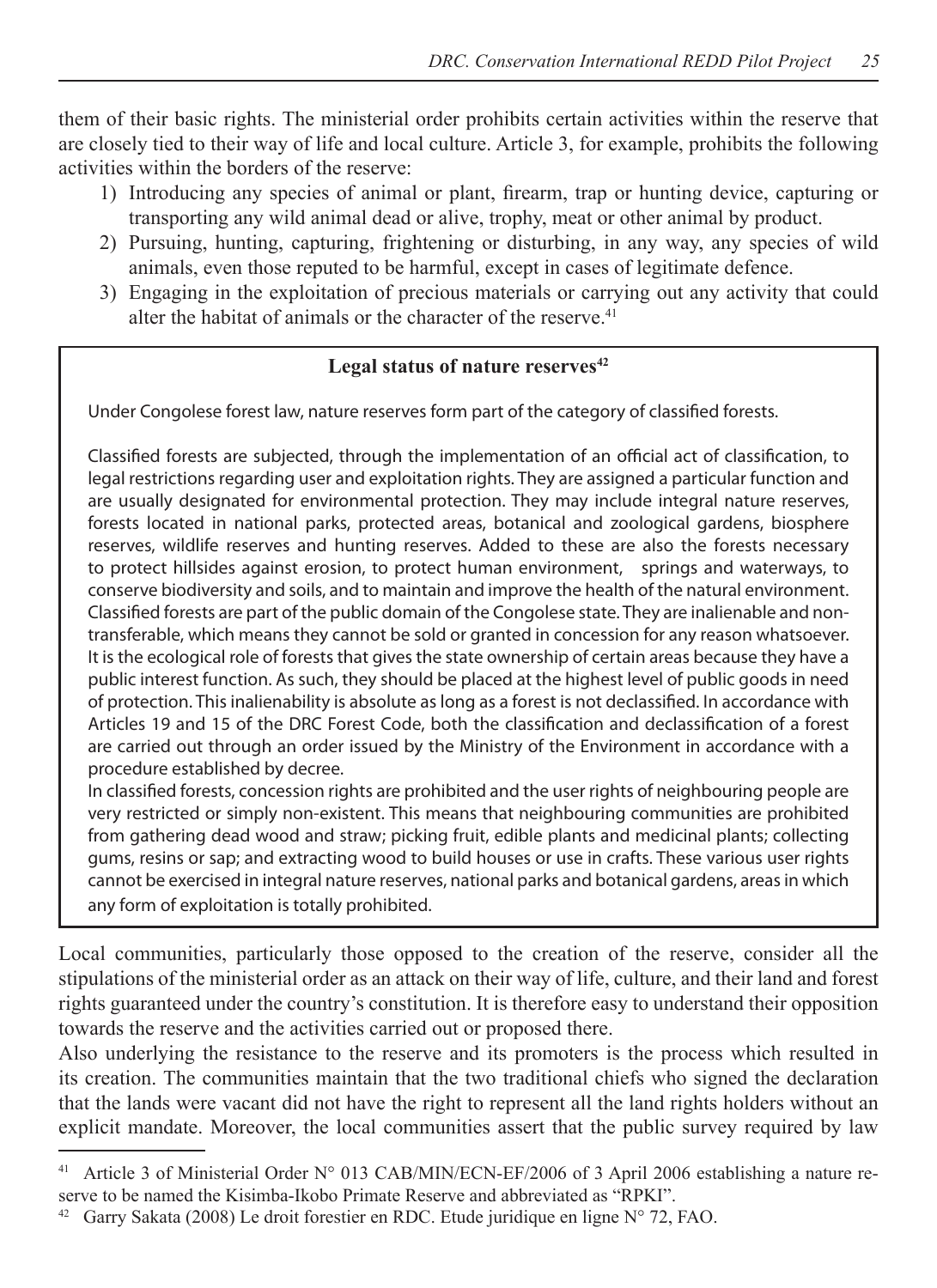them of their basic rights. The ministerial order prohibits certain activities within the reserve that are closely tied to their way of life and local culture. Article 3, for example, prohibits the following activities within the borders of the reserve:

1) Introducing any species of animal or plant, firearm, trap or hunting device, capturing or transporting any wild animal dead or alive, trophy, meat or other animal by product.
2) Pursuing, hunting, capturing, frightening or disturbing, in any way, any species of wild animals, even those reputed to be harmful, except in cases of legitimate defence.
3) Engaging in the exploitation of precious materials or carrying out any activity that could alter the habitat of animals or the character of the reserve.[41]

> **Legal status of nature reserves[42]**
>
> Under Congolese forest law, nature reserves form part of the category of classified forests.
>
> Classified forests are subjected, through the implementation of an official act of classification, to legal restrictions regarding user and exploitation rights. They are assigned a particular function and are usually designated for environmental protection. They may include integral nature reserves, forests located in national parks, protected areas, botanical and zoological gardens, biosphere reserves, wildlife reserves and hunting reserves. Added to these are also the forests necessary to protect hillsides against erosion, to protect human environment, springs and waterways, to conserve biodiversity and soils, and to maintain and improve the health of the natural environment. Classified forests are part of the public domain of the Congolese state. They are inalienable and non-transferable, which means they cannot be sold or granted in concession for any reason whatsoever. It is the ecological role of forests that gives the state ownership of certain areas because they have a public interest function. As such, they should be placed at the highest level of public goods in need of protection. This inalienability is absolute as long as a forest is not declassified. In accordance with Articles 19 and 15 of the DRC Forest Code, both the classification and declassification of a forest are carried out through an order issued by the Ministry of the Environment in accordance with a procedure established by decree.
>
> In classified forests, concession rights are prohibited and the user rights of neighbouring people are very restricted or simply non-existent. This means that neighbouring communities are prohibited from gathering dead wood and straw; picking fruit, edible plants and medicinal plants; collecting gums, resins or sap; and extracting wood to build houses or use in crafts. These various user rights cannot be exercised in integral nature reserves, national parks and botanical gardens, areas in which any form of exploitation is totally prohibited.

Local communities, particularly those opposed to the creation of the reserve, consider all the stipulations of the ministerial order as an attack on their way of life, culture, and their land and forest rights guaranteed under the country's constitution. It is therefore easy to understand their opposition towards the reserve and the activities carried out or proposed there.

Also underlying the resistance to the reserve and its promoters is the process which resulted in its creation. The communities maintain that the two traditional chiefs who signed the declaration that the lands were vacant did not have the right to represent all the land rights holders without an explicit mandate. Moreover, the local communities assert that the public survey required by law

[41] Article 3 of Ministerial Order N° 013 CAB/MIN/ECN-EF/2006 of 3 April 2006 establishing a nature reserve to be named the Kisimba-Ikobo Primate Reserve and abbreviated as "RPKI".

[42] Garry Sakata (2008) Le droit forestier en RDC. Etude juridique en ligne N° 72, FAO.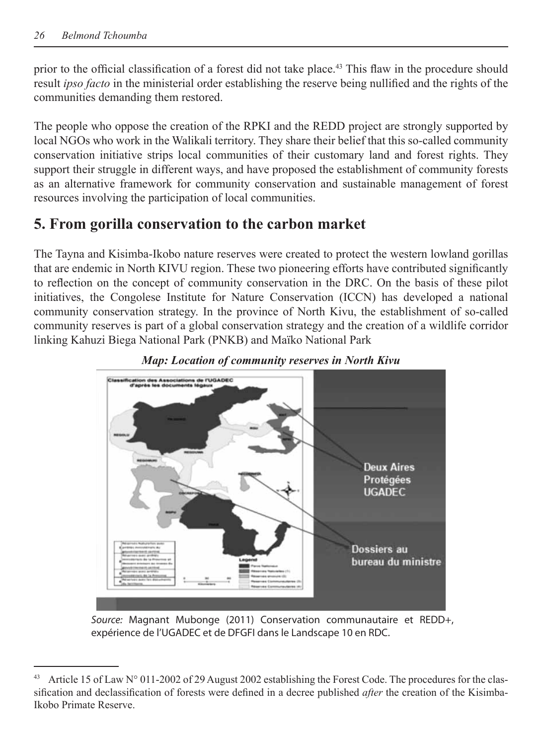prior to the official classification of a forest did not take place.[43] This flaw in the procedure should result *ipso facto* in the ministerial order establishing the reserve being nullified and the rights of the communities demanding them restored.

The people who oppose the creation of the RPKI and the REDD project are strongly supported by local NGOs who work in the Walikali territory. They share their belief that this so-called community conservation initiative strips local communities of their customary land and forest rights. They support their struggle in different ways, and have proposed the establishment of community forests as an alternative framework for community conservation and sustainable management of forest resources involving the participation of local communities.

## 5. From gorilla conservation to the carbon market

The Tayna and Kisimba-Ikobo nature reserves were created to protect the western lowland gorillas that are endemic in North KIVU region. These two pioneering efforts have contributed significantly to reflection on the concept of community conservation in the DRC. On the basis of these pilot initiatives, the Congolese Institute for Nature Conservation (ICCN) has developed a national community conservation strategy. In the province of North Kivu, the establishment of so-called community reserves is part of a global conservation strategy and the creation of a wildlife corridor linking Kahuzi Biega National Park (PNKB) and Maïko National Park

***Map: Location of community reserves in North Kivu***

*Source:* Magnant Mubonge (2011) Conservation communautaire et REDD+, expérience de l'UGADEC et de DFGFI dans le Landscape 10 en RDC.

---

[43] Article 15 of Law N° 011-2002 of 29 August 2002 establishing the Forest Code. The procedures for the classification and declassification of forests were defined in a decree published *after* the creation of the Kisimba-Ikobo Primate Reserve.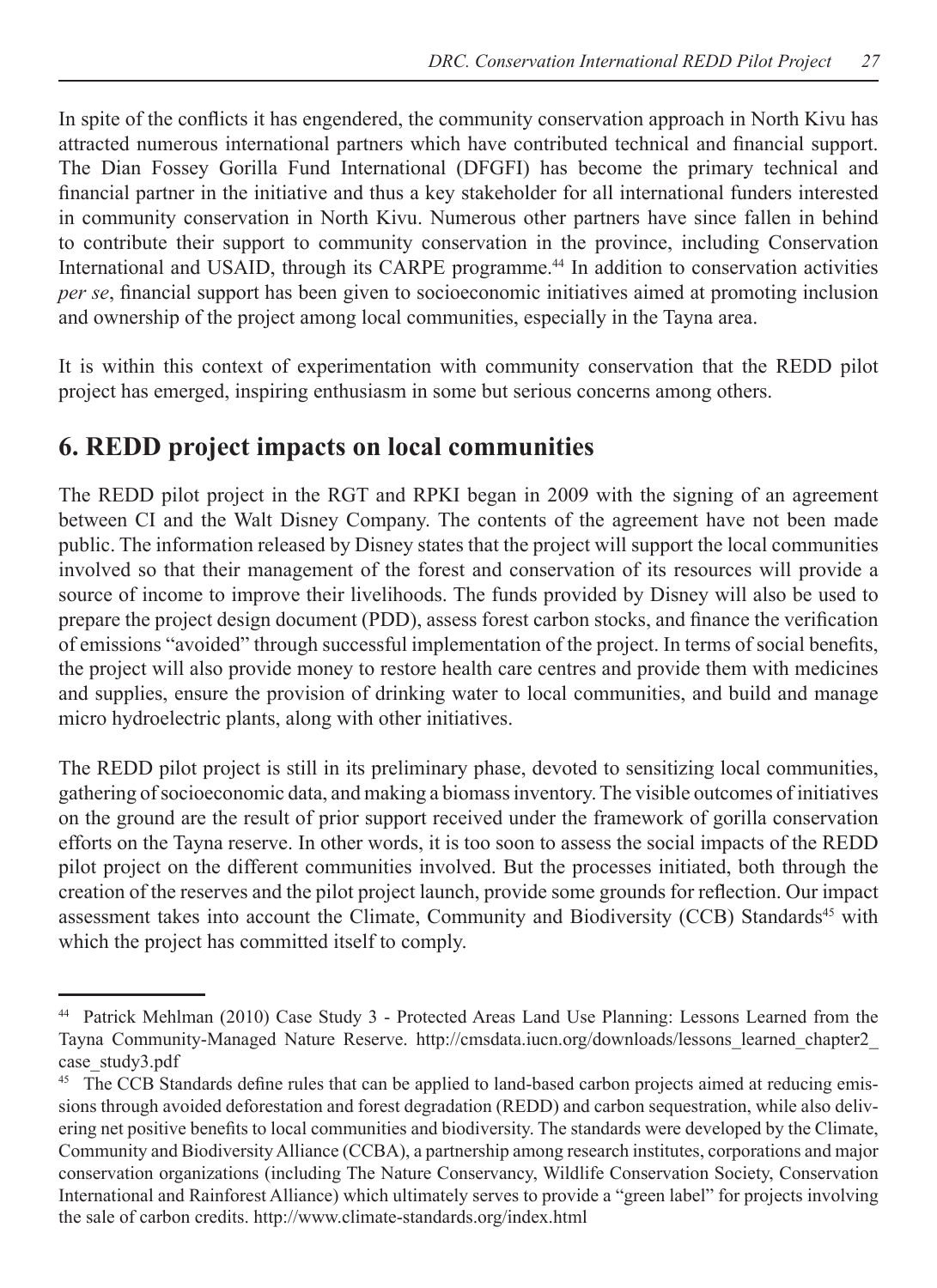In spite of the conflicts it has engendered, the community conservation approach in North Kivu has attracted numerous international partners which have contributed technical and financial support. The Dian Fossey Gorilla Fund International (DFGFI) has become the primary technical and financial partner in the initiative and thus a key stakeholder for all international funders interested in community conservation in North Kivu. Numerous other partners have since fallen in behind to contribute their support to community conservation in the province, including Conservation International and USAID, through its CARPE programme.[44] In addition to conservation activities *per se*, financial support has been given to socioeconomic initiatives aimed at promoting inclusion and ownership of the project among local communities, especially in the Tayna area.

It is within this context of experimentation with community conservation that the REDD pilot project has emerged, inspiring enthusiasm in some but serious concerns among others.

## 6. REDD project impacts on local communities

The REDD pilot project in the RGT and RPKI began in 2009 with the signing of an agreement between CI and the Walt Disney Company. The contents of the agreement have not been made public. The information released by Disney states that the project will support the local communities involved so that their management of the forest and conservation of its resources will provide a source of income to improve their livelihoods. The funds provided by Disney will also be used to prepare the project design document (PDD), assess forest carbon stocks, and finance the verification of emissions "avoided" through successful implementation of the project. In terms of social benefits, the project will also provide money to restore health care centres and provide them with medicines and supplies, ensure the provision of drinking water to local communities, and build and manage micro hydroelectric plants, along with other initiatives.

The REDD pilot project is still in its preliminary phase, devoted to sensitizing local communities, gathering of socioeconomic data, and making a biomass inventory. The visible outcomes of initiatives on the ground are the result of prior support received under the framework of gorilla conservation efforts on the Tayna reserve. In other words, it is too soon to assess the social impacts of the REDD pilot project on the different communities involved. But the processes initiated, both through the creation of the reserves and the pilot project launch, provide some grounds for reflection. Our impact assessment takes into account the Climate, Community and Biodiversity (CCB) Standards[45] with which the project has committed itself to comply.

---

[44] Patrick Mehlman (2010) Case Study 3 - Protected Areas Land Use Planning: Lessons Learned from the Tayna Community-Managed Nature Reserve. http://cmsdata.iucn.org/downloads/lessons_learned_chapter2_case_study3.pdf

[45] The CCB Standards define rules that can be applied to land-based carbon projects aimed at reducing emissions through avoided deforestation and forest degradation (REDD) and carbon sequestration, while also delivering net positive benefits to local communities and biodiversity. The standards were developed by the Climate, Community and Biodiversity Alliance (CCBA), a partnership among research institutes, corporations and major conservation organizations (including The Nature Conservancy, Wildlife Conservation Society, Conservation International and Rainforest Alliance) which ultimately serves to provide a "green label" for projects involving the sale of carbon credits. http://www.climate-standards.org/index.html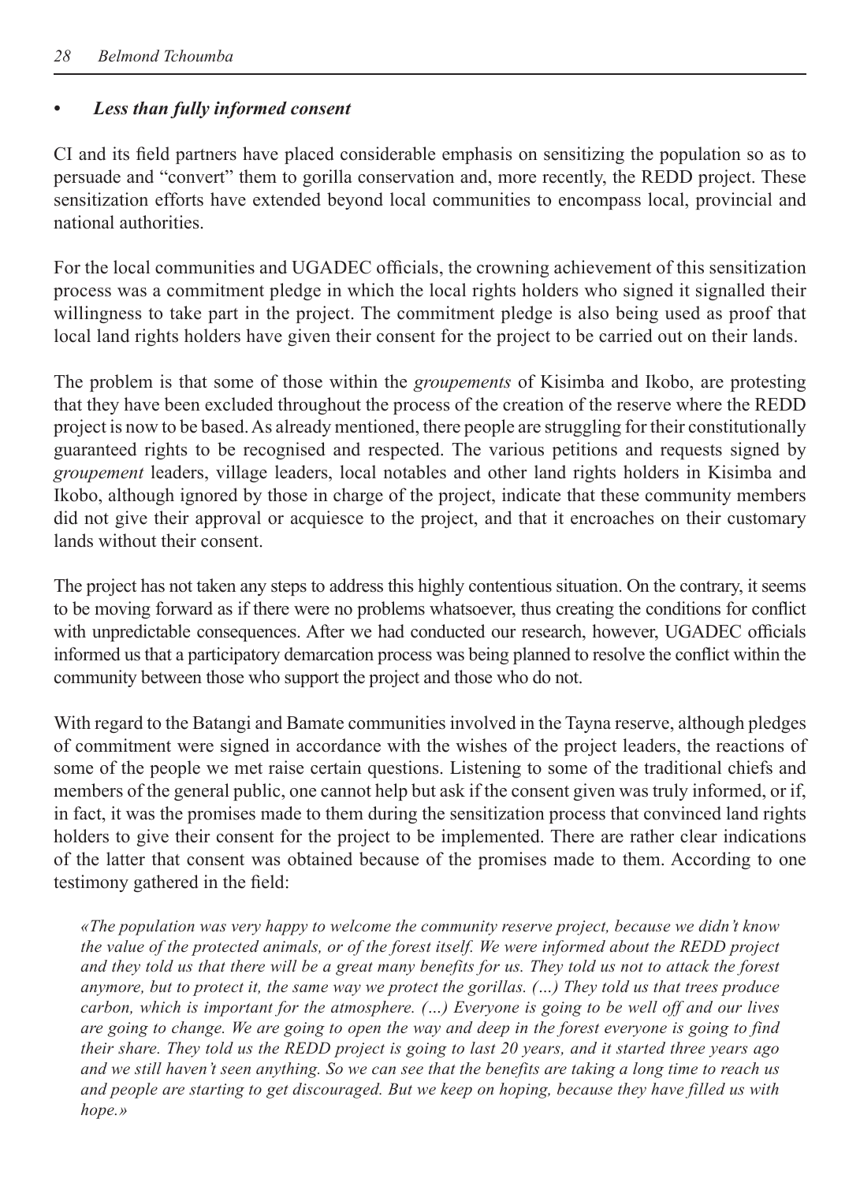- ***Less than fully informed consent***

CI and its field partners have placed considerable emphasis on sensitizing the population so as to persuade and "convert" them to gorilla conservation and, more recently, the REDD project. These sensitization efforts have extended beyond local communities to encompass local, provincial and national authorities.

For the local communities and UGADEC officials, the crowning achievement of this sensitization process was a commitment pledge in which the local rights holders who signed it signalled their willingness to take part in the project. The commitment pledge is also being used as proof that local land rights holders have given their consent for the project to be carried out on their lands.

The problem is that some of those within the *groupements* of Kisimba and Ikobo, are protesting that they have been excluded throughout the process of the creation of the reserve where the REDD project is now to be based. As already mentioned, there people are struggling for their constitutionally guaranteed rights to be recognised and respected. The various petitions and requests signed by *groupement* leaders, village leaders, local notables and other land rights holders in Kisimba and Ikobo, although ignored by those in charge of the project, indicate that these community members did not give their approval or acquiesce to the project, and that it encroaches on their customary lands without their consent.

The project has not taken any steps to address this highly contentious situation. On the contrary, it seems to be moving forward as if there were no problems whatsoever, thus creating the conditions for conflict with unpredictable consequences. After we had conducted our research, however, UGADEC officials informed us that a participatory demarcation process was being planned to resolve the conflict within the community between those who support the project and those who do not.

With regard to the Batangi and Bamate communities involved in the Tayna reserve, although pledges of commitment were signed in accordance with the wishes of the project leaders, the reactions of some of the people we met raise certain questions. Listening to some of the traditional chiefs and members of the general public, one cannot help but ask if the consent given was truly informed, or if, in fact, it was the promises made to them during the sensitization process that convinced land rights holders to give their consent for the project to be implemented. There are rather clear indications of the latter that consent was obtained because of the promises made to them. According to one testimony gathered in the field:

> *«The population was very happy to welcome the community reserve project, because we didn't know the value of the protected animals, or of the forest itself. We were informed about the REDD project and they told us that there will be a great many benefits for us. They told us not to attack the forest anymore, but to protect it, the same way we protect the gorillas. (…) They told us that trees produce carbon, which is important for the atmosphere. (…) Everyone is going to be well off and our lives are going to change. We are going to open the way and deep in the forest everyone is going to find their share. They told us the REDD project is going to last 20 years, and it started three years ago and we still haven't seen anything. So we can see that the benefits are taking a long time to reach us and people are starting to get discouraged. But we keep on hoping, because they have filled us with hope.»*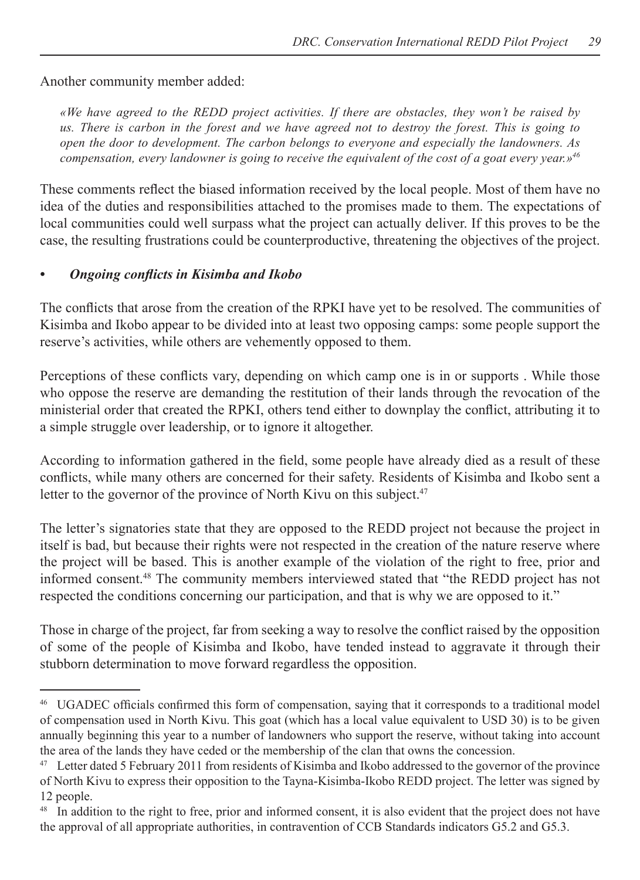Another community member added:

> *«We have agreed to the REDD project activities. If there are obstacles, they won't be raised by us. There is carbon in the forest and we have agreed not to destroy the forest. This is going to open the door to development. The carbon belongs to everyone and especially the landowners. As compensation, every landowner is going to receive the equivalent of the cost of a goat every year.»*[46]

These comments reflect the biased information received by the local people. Most of them have no idea of the duties and responsibilities attached to the promises made to them. The expectations of local communities could well surpass what the project can actually deliver. If this proves to be the case, the resulting frustrations could be counterproductive, threatening the objectives of the project.

- ***Ongoing conflicts in Kisimba and Ikobo***

The conflicts that arose from the creation of the RPKI have yet to be resolved. The communities of Kisimba and Ikobo appear to be divided into at least two opposing camps: some people support the reserve's activities, while others are vehemently opposed to them.

Perceptions of these conflicts vary, depending on which camp one is in or supports . While those who oppose the reserve are demanding the restitution of their lands through the revocation of the ministerial order that created the RPKI, others tend either to downplay the conflict, attributing it to a simple struggle over leadership, or to ignore it altogether.

According to information gathered in the field, some people have already died as a result of these conflicts, while many others are concerned for their safety. Residents of Kisimba and Ikobo sent a letter to the governor of the province of North Kivu on this subject.[47]

The letter's signatories state that they are opposed to the REDD project not because the project in itself is bad, but because their rights were not respected in the creation of the nature reserve where the project will be based. This is another example of the violation of the right to free, prior and informed consent.[48] The community members interviewed stated that "the REDD project has not respected the conditions concerning our participation, and that is why we are opposed to it."

Those in charge of the project, far from seeking a way to resolve the conflict raised by the opposition of some of the people of Kisimba and Ikobo, have tended instead to aggravate it through their stubborn determination to move forward regardless the opposition.

---

[46] UGADEC officials confirmed this form of compensation, saying that it corresponds to a traditional model of compensation used in North Kivu. This goat (which has a local value equivalent to USD 30) is to be given annually beginning this year to a number of landowners who support the reserve, without taking into account the area of the lands they have ceded or the membership of the clan that owns the concession.

[47] Letter dated 5 February 2011 from residents of Kisimba and Ikobo addressed to the governor of the province of North Kivu to express their opposition to the Tayna-Kisimba-Ikobo REDD project. The letter was signed by 12 people.

[48] In addition to the right to free, prior and informed consent, it is also evident that the project does not have the approval of all appropriate authorities, in contravention of CCB Standards indicators G5.2 and G5.3.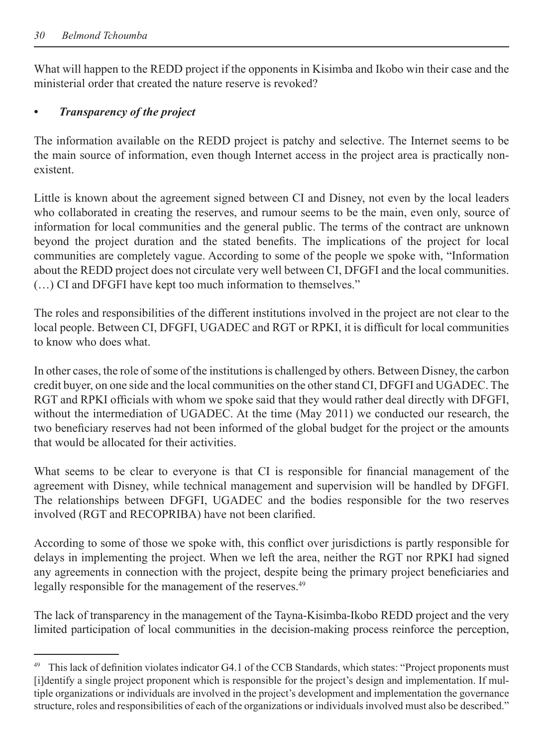What will happen to the REDD project if the opponents in Kisimba and Ikobo win their case and the ministerial order that created the nature reserve is revoked?

- ***Transparency of the project***

The information available on the REDD project is patchy and selective. The Internet seems to be the main source of information, even though Internet access in the project area is practically non-existent.

Little is known about the agreement signed between CI and Disney, not even by the local leaders who collaborated in creating the reserves, and rumour seems to be the main, even only, source of information for local communities and the general public. The terms of the contract are unknown beyond the project duration and the stated benefits. The implications of the project for local communities are completely vague. According to some of the people we spoke with, "Information about the REDD project does not circulate very well between CI, DFGFI and the local communities. (…) CI and DFGFI have kept too much information to themselves."

The roles and responsibilities of the different institutions involved in the project are not clear to the local people. Between CI, DFGFI, UGADEC and RGT or RPKI, it is difficult for local communities to know who does what.

In other cases, the role of some of the institutions is challenged by others. Between Disney, the carbon credit buyer, on one side and the local communities on the other stand CI, DFGFI and UGADEC. The RGT and RPKI officials with whom we spoke said that they would rather deal directly with DFGFI, without the intermediation of UGADEC. At the time (May 2011) we conducted our research, the two beneficiary reserves had not been informed of the global budget for the project or the amounts that would be allocated for their activities.

What seems to be clear to everyone is that CI is responsible for financial management of the agreement with Disney, while technical management and supervision will be handled by DFGFI. The relationships between DFGFI, UGADEC and the bodies responsible for the two reserves involved (RGT and RECOPRIBA) have not been clarified.

According to some of those we spoke with, this conflict over jurisdictions is partly responsible for delays in implementing the project. When we left the area, neither the RGT nor RPKI had signed any agreements in connection with the project, despite being the primary project beneficiaries and legally responsible for the management of the reserves.[49]

The lack of transparency in the management of the Tayna-Kisimba-Ikobo REDD project and the very limited participation of local communities in the decision-making process reinforce the perception,

---

[49] This lack of definition violates indicator G4.1 of the CCB Standards, which states: "Project proponents must [i]dentify a single project proponent which is responsible for the project's design and implementation. If multiple organizations or individuals are involved in the project's development and implementation the governance structure, roles and responsibilities of each of the organizations or individuals involved must also be described."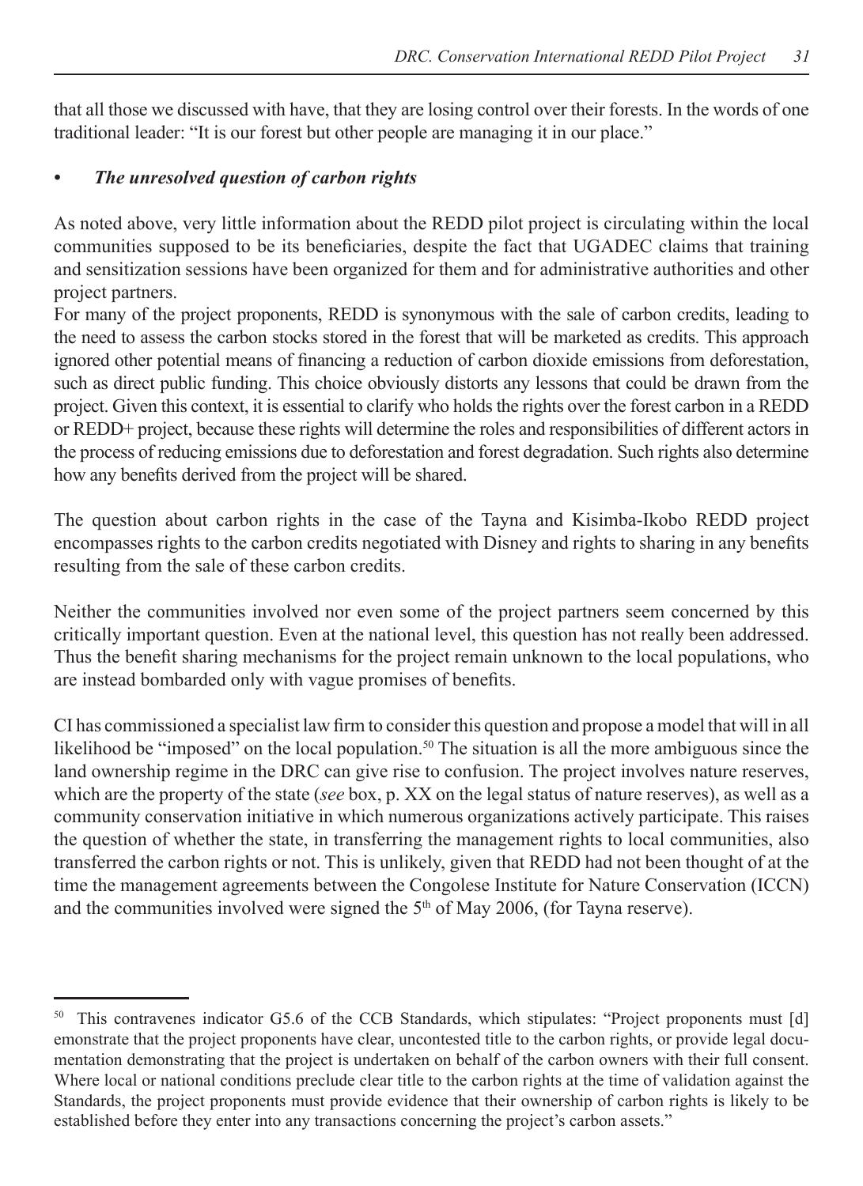that all those we discussed with have, that they are losing control over their forests. In the words of one traditional leader: "It is our forest but other people are managing it in our place."

- ***The unresolved question of carbon rights***

As noted above, very little information about the REDD pilot project is circulating within the local communities supposed to be its beneficiaries, despite the fact that UGADEC claims that training and sensitization sessions have been organized for them and for administrative authorities and other project partners.

For many of the project proponents, REDD is synonymous with the sale of carbon credits, leading to the need to assess the carbon stocks stored in the forest that will be marketed as credits. This approach ignored other potential means of financing a reduction of carbon dioxide emissions from deforestation, such as direct public funding. This choice obviously distorts any lessons that could be drawn from the project. Given this context, it is essential to clarify who holds the rights over the forest carbon in a REDD or REDD+ project, because these rights will determine the roles and responsibilities of different actors in the process of reducing emissions due to deforestation and forest degradation. Such rights also determine how any benefits derived from the project will be shared.

The question about carbon rights in the case of the Tayna and Kisimba-Ikobo REDD project encompasses rights to the carbon credits negotiated with Disney and rights to sharing in any benefits resulting from the sale of these carbon credits.

Neither the communities involved nor even some of the project partners seem concerned by this critically important question. Even at the national level, this question has not really been addressed. Thus the benefit sharing mechanisms for the project remain unknown to the local populations, who are instead bombarded only with vague promises of benefits.

CI has commissioned a specialist law firm to consider this question and propose a model that will in all likelihood be "imposed" on the local population.[50] The situation is all the more ambiguous since the land ownership regime in the DRC can give rise to confusion. The project involves nature reserves, which are the property of the state (*see* box, p. XX on the legal status of nature reserves), as well as a community conservation initiative in which numerous organizations actively participate. This raises the question of whether the state, in transferring the management rights to local communities, also transferred the carbon rights or not. This is unlikely, given that REDD had not been thought of at the time the management agreements between the Congolese Institute for Nature Conservation (ICCN) and the communities involved were signed the 5[th] of May 2006, (for Tayna reserve).

---

[50] This contravenes indicator G5.6 of the CCB Standards, which stipulates: "Project proponents must [d] emonstrate that the project proponents have clear, uncontested title to the carbon rights, or provide legal documentation demonstrating that the project is undertaken on behalf of the carbon owners with their full consent. Where local or national conditions preclude clear title to the carbon rights at the time of validation against the Standards, the project proponents must provide evidence that their ownership of carbon rights is likely to be established before they enter into any transactions concerning the project's carbon assets."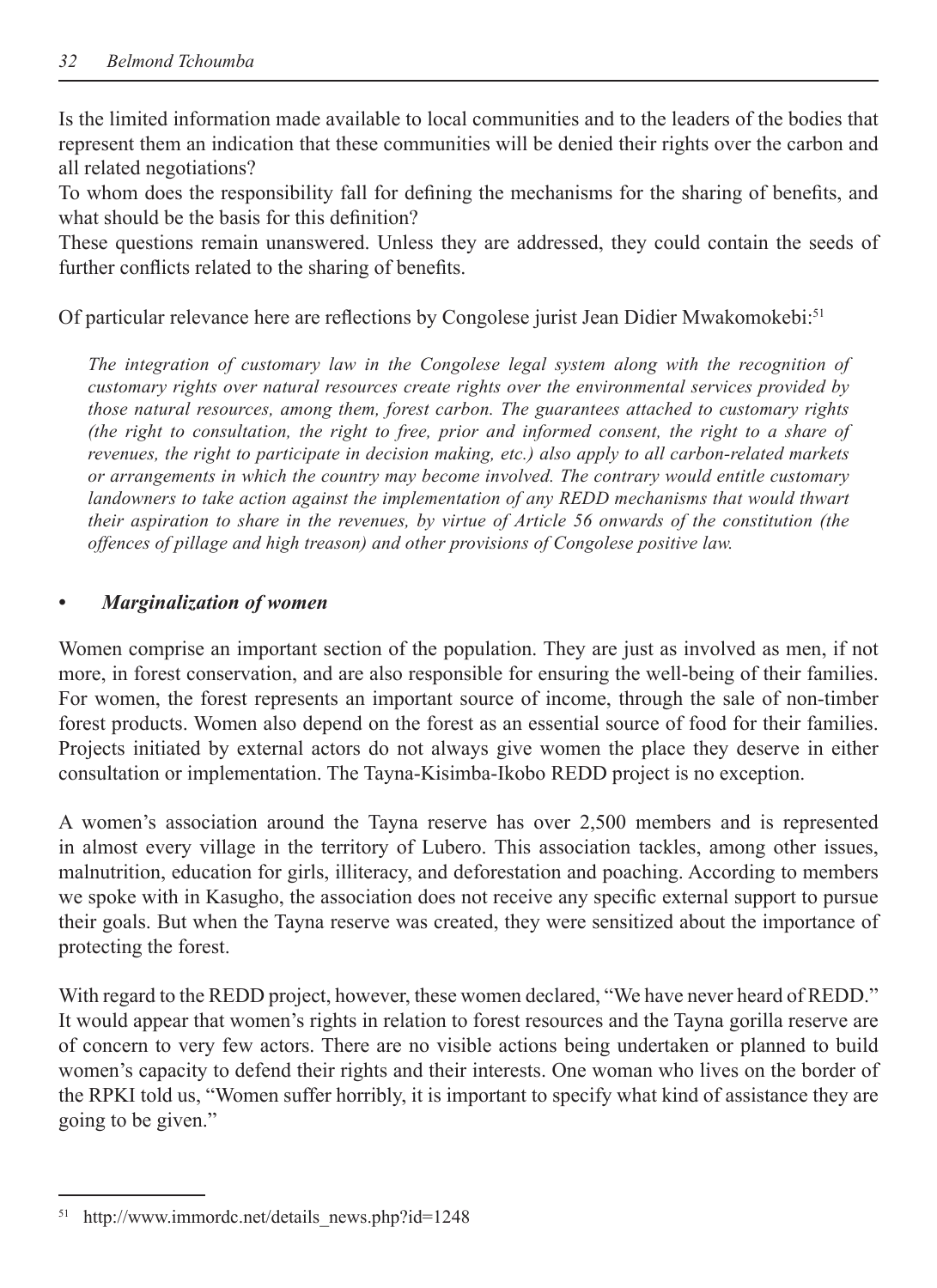Is the limited information made available to local communities and to the leaders of the bodies that represent them an indication that these communities will be denied their rights over the carbon and all related negotiations?

To whom does the responsibility fall for defining the mechanisms for the sharing of benefits, and what should be the basis for this definition?

These questions remain unanswered. Unless they are addressed, they could contain the seeds of further conflicts related to the sharing of benefits.

Of particular relevance here are reflections by Congolese jurist Jean Didier Mwakomokebi:[51]

> *The integration of customary law in the Congolese legal system along with the recognition of customary rights over natural resources create rights over the environmental services provided by those natural resources, among them, forest carbon. The guarantees attached to customary rights (the right to consultation, the right to free, prior and informed consent, the right to a share of revenues, the right to participate in decision making, etc.) also apply to all carbon-related markets or arrangements in which the country may become involved. The contrary would entitle customary landowners to take action against the implementation of any REDD mechanisms that would thwart their aspiration to share in the revenues, by virtue of Article 56 onwards of the constitution (the offences of pillage and high treason) and other provisions of Congolese positive law.*

- ***Marginalization of women***

Women comprise an important section of the population. They are just as involved as men, if not more, in forest conservation, and are also responsible for ensuring the well-being of their families. For women, the forest represents an important source of income, through the sale of non-timber forest products. Women also depend on the forest as an essential source of food for their families. Projects initiated by external actors do not always give women the place they deserve in either consultation or implementation. The Tayna-Kisimba-Ikobo REDD project is no exception.

A women's association around the Tayna reserve has over 2,500 members and is represented in almost every village in the territory of Lubero. This association tackles, among other issues, malnutrition, education for girls, illiteracy, and deforestation and poaching. According to members we spoke with in Kasugho, the association does not receive any specific external support to pursue their goals. But when the Tayna reserve was created, they were sensitized about the importance of protecting the forest.

With regard to the REDD project, however, these women declared, "We have never heard of REDD." It would appear that women's rights in relation to forest resources and the Tayna gorilla reserve are of concern to very few actors. There are no visible actions being undertaken or planned to build women's capacity to defend their rights and their interests. One woman who lives on the border of the RPKI told us, "Women suffer horribly, it is important to specify what kind of assistance they are going to be given."

---

[51] http://www.immordc.net/details_news.php?id=1248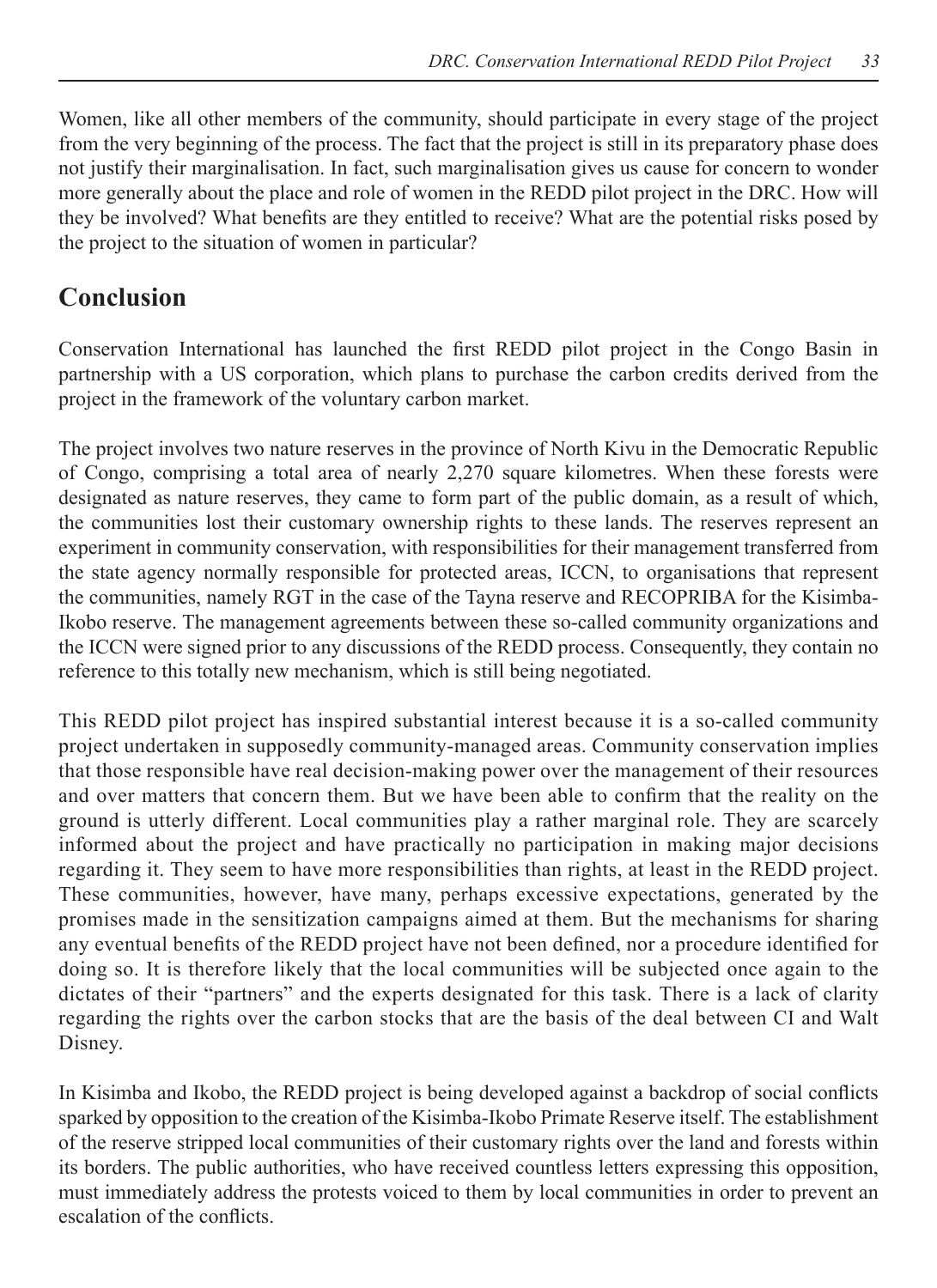Women, like all other members of the community, should participate in every stage of the project from the very beginning of the process. The fact that the project is still in its preparatory phase does not justify their marginalisation. In fact, such marginalisation gives us cause for concern to wonder more generally about the place and role of women in the REDD pilot project in the DRC. How will they be involved? What benefits are they entitled to receive? What are the potential risks posed by the project to the situation of women in particular?

## Conclusion

Conservation International has launched the first REDD pilot project in the Congo Basin in partnership with a US corporation, which plans to purchase the carbon credits derived from the project in the framework of the voluntary carbon market.

The project involves two nature reserves in the province of North Kivu in the Democratic Republic of Congo, comprising a total area of nearly 2,270 square kilometres. When these forests were designated as nature reserves, they came to form part of the public domain, as a result of which, the communities lost their customary ownership rights to these lands. The reserves represent an experiment in community conservation, with responsibilities for their management transferred from the state agency normally responsible for protected areas, ICCN, to organisations that represent the communities, namely RGT in the case of the Tayna reserve and RECOPRIBA for the Kisimba-Ikobo reserve. The management agreements between these so-called community organizations and the ICCN were signed prior to any discussions of the REDD process. Consequently, they contain no reference to this totally new mechanism, which is still being negotiated.

This REDD pilot project has inspired substantial interest because it is a so-called community project undertaken in supposedly community-managed areas. Community conservation implies that those responsible have real decision-making power over the management of their resources and over matters that concern them. But we have been able to confirm that the reality on the ground is utterly different. Local communities play a rather marginal role. They are scarcely informed about the project and have practically no participation in making major decisions regarding it. They seem to have more responsibilities than rights, at least in the REDD project. These communities, however, have many, perhaps excessive expectations, generated by the promises made in the sensitization campaigns aimed at them. But the mechanisms for sharing any eventual benefits of the REDD project have not been defined, nor a procedure identified for doing so. It is therefore likely that the local communities will be subjected once again to the dictates of their "partners" and the experts designated for this task. There is a lack of clarity regarding the rights over the carbon stocks that are the basis of the deal between CI and Walt Disney.

In Kisimba and Ikobo, the REDD project is being developed against a backdrop of social conflicts sparked by opposition to the creation of the Kisimba-Ikobo Primate Reserve itself. The establishment of the reserve stripped local communities of their customary rights over the land and forests within its borders. The public authorities, who have received countless letters expressing this opposition, must immediately address the protests voiced to them by local communities in order to prevent an escalation of the conflicts.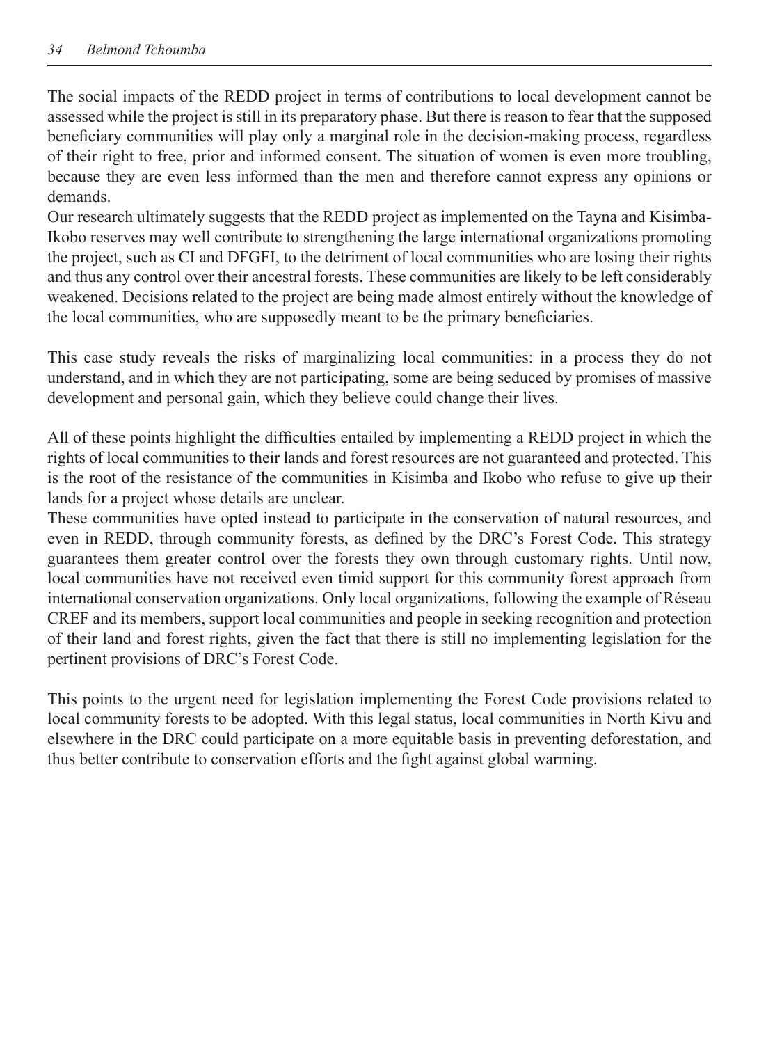The social impacts of the REDD project in terms of contributions to local development cannot be assessed while the project is still in its preparatory phase. But there is reason to fear that the supposed beneficiary communities will play only a marginal role in the decision-making process, regardless of their right to free, prior and informed consent. The situation of women is even more troubling, because they are even less informed than the men and therefore cannot express any opinions or demands.

Our research ultimately suggests that the REDD project as implemented on the Tayna and Kisimba-Ikobo reserves may well contribute to strengthening the large international organizations promoting the project, such as CI and DFGFI, to the detriment of local communities who are losing their rights and thus any control over their ancestral forests. These communities are likely to be left considerably weakened. Decisions related to the project are being made almost entirely without the knowledge of the local communities, who are supposedly meant to be the primary beneficiaries.

This case study reveals the risks of marginalizing local communities: in a process they do not understand, and in which they are not participating, some are being seduced by promises of massive development and personal gain, which they believe could change their lives.

All of these points highlight the difficulties entailed by implementing a REDD project in which the rights of local communities to their lands and forest resources are not guaranteed and protected. This is the root of the resistance of the communities in Kisimba and Ikobo who refuse to give up their lands for a project whose details are unclear.

These communities have opted instead to participate in the conservation of natural resources, and even in REDD, through community forests, as defined by the DRC's Forest Code. This strategy guarantees them greater control over the forests they own through customary rights. Until now, local communities have not received even timid support for this community forest approach from international conservation organizations. Only local organizations, following the example of Réseau CREF and its members, support local communities and people in seeking recognition and protection of their land and forest rights, given the fact that there is still no implementing legislation for the pertinent provisions of DRC's Forest Code.

This points to the urgent need for legislation implementing the Forest Code provisions related to local community forests to be adopted. With this legal status, local communities in North Kivu and elsewhere in the DRC could participate on a more equitable basis in preventing deforestation, and thus better contribute to conservation efforts and the fight against global warming.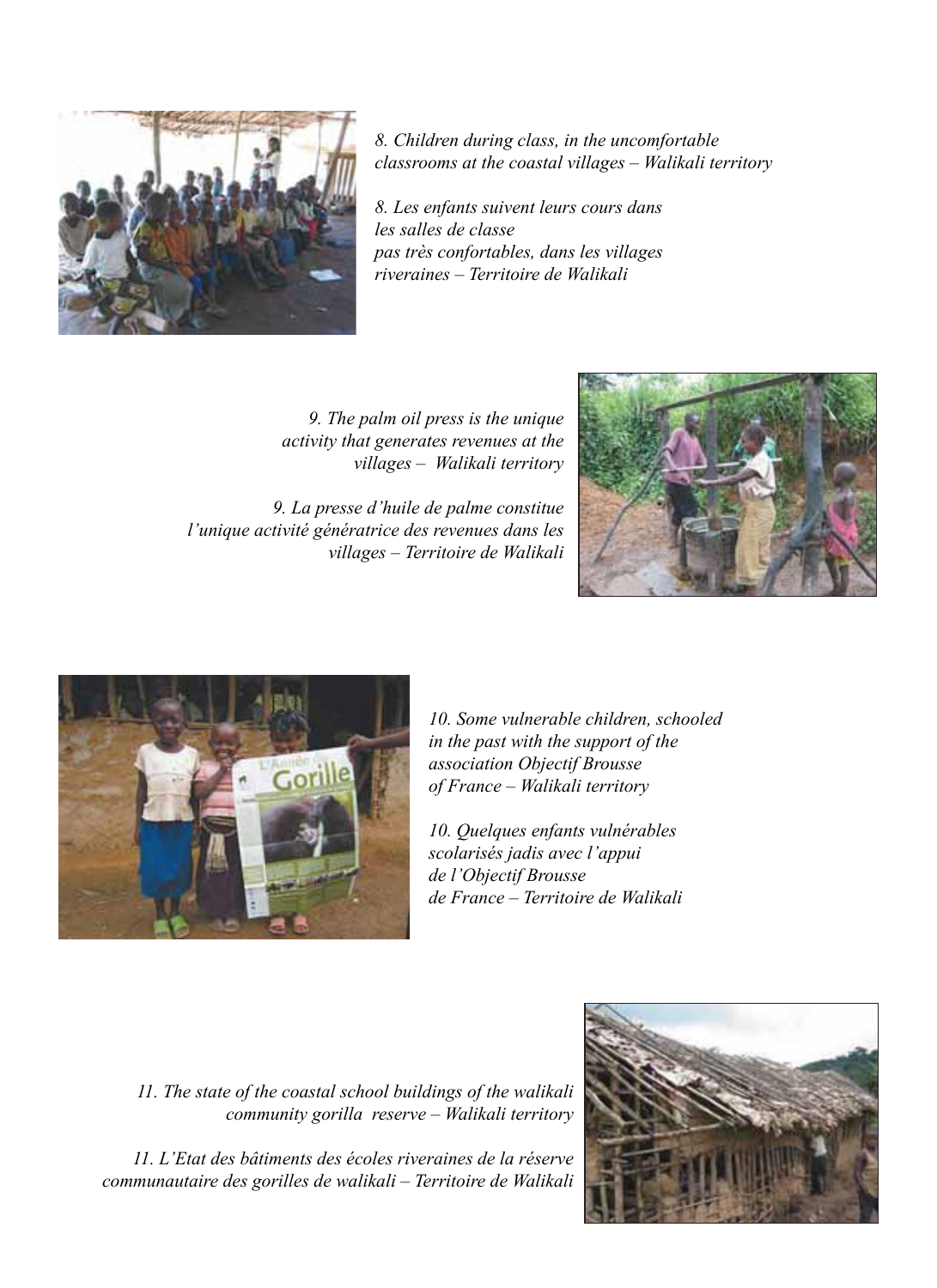*8. Children during class, in the uncomfortable classrooms at the coastal villages – Walikali territory*

*8. Les enfants suivent leurs cours dans les salles de classe pas très confortables, dans les villages riveraines – Territoire de Walikali*

*9. The palm oil press is the unique activity that generates revenues at the villages – Walikali territory*

*9. La presse d'huile de palme constitue l'unique activité génératrice des revenues dans les villages – Territoire de Walikali*

*10. Some vulnerable children, schooled in the past with the support of the association Objectif Brousse of France – Walikali territory*

*10. Quelques enfants vulnérables scolarisés jadis avec l'appui de l'Objectif Brousse de France – Territoire de Walikali*

*11. The state of the coastal school buildings of the walikali community gorilla reserve – Walikali territory*

*11. L'Etat des bâtiments des écoles riveraines de la réserve communautaire des gorilles de walikali – Territoire de Walikali*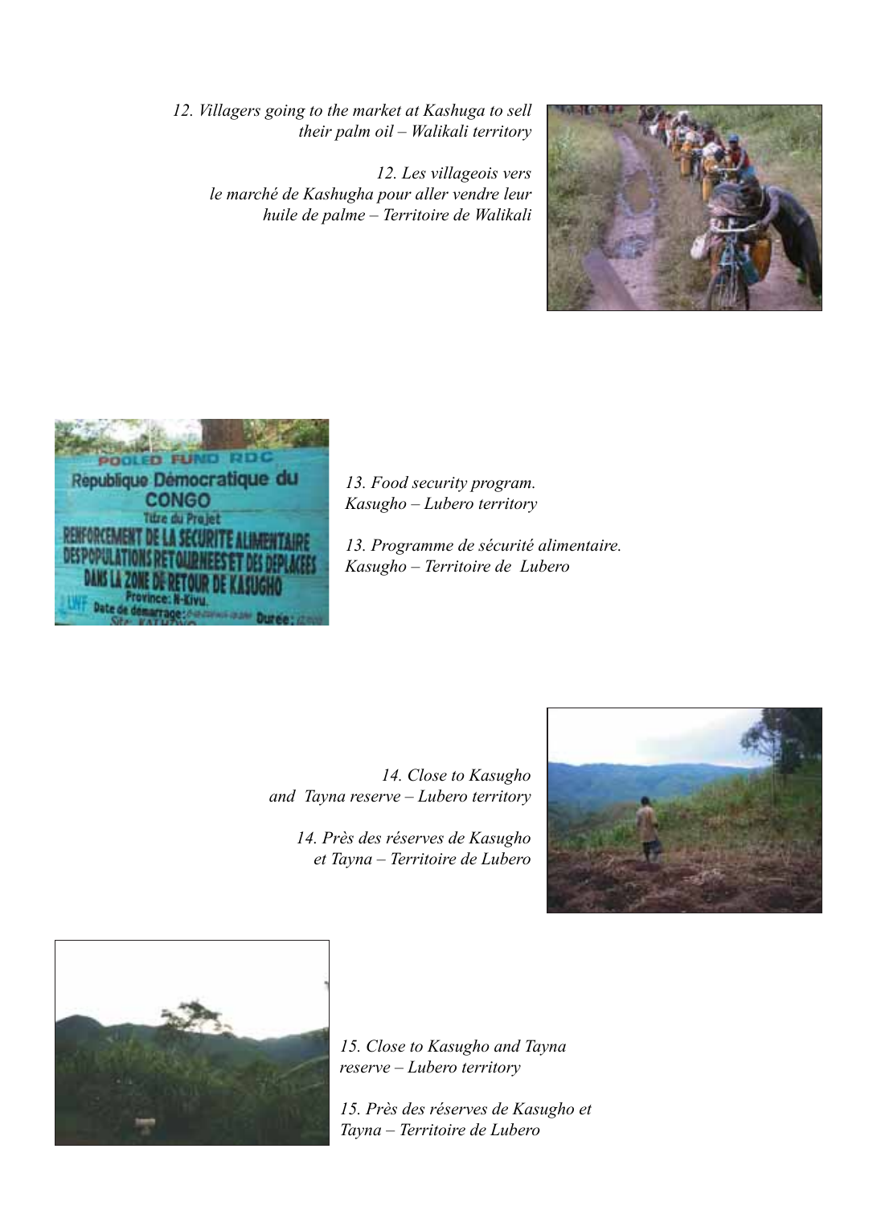*12. Villagers going to the market at Kashuga to sell their palm oil – Walikali territory*

*12. Les villageois vers le marché de Kashugha pour aller vendre leur huile de palme – Territoire de Walikali*

*13. Food security program. Kasugho – Lubero territory*

*13. Programme de sécurité alimentaire. Kasugho – Territoire de Lubero*

*14. Close to Kasugho and Tayna reserve – Lubero territory*

*14. Près des réserves de Kasugho et Tayna – Territoire de Lubero*

*15. Close to Kasugho and Tayna reserve – Lubero territory*

*15. Près des réserves de Kasugho et Tayna – Territoire de Lubero*